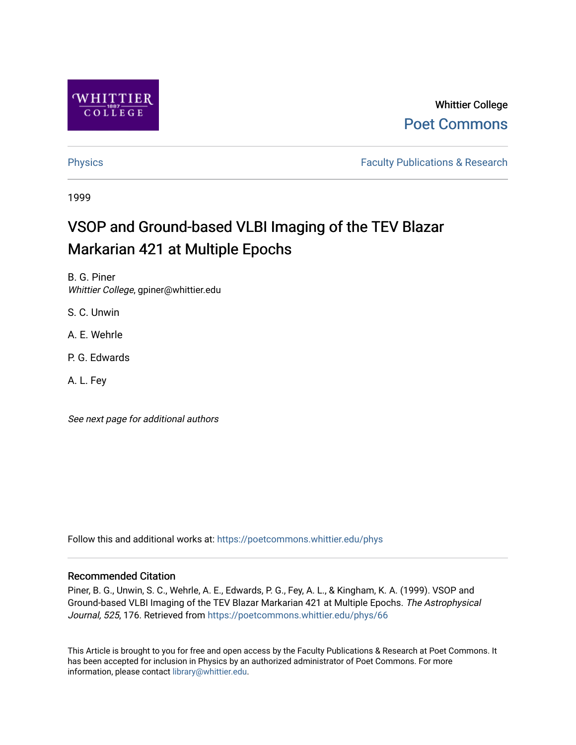Whittier College

Poet Commons

Physics

Faculty Publications & Research

1999

# VSOP and Ground-based VLBI Imaging of the TEV Blazar Markarian 421 at Multiple Epochs

B. G. Piner
*Whittier College*, gpiner@whittier.edu

S. C. Unwin

A. E. Wehrle

P. G. Edwards

A. L. Fey

*See next page for additional authors*

Follow this and additional works at: https://poetcommons.whittier.edu/phys

## Recommended Citation

Piner, B. G., Unwin, S. C., Wehrle, A. E., Edwards, P. G., Fey, A. L., & Kingham, K. A. (1999). VSOP and Ground-based VLBI Imaging of the TEV Blazar Markarian 421 at Multiple Epochs. *The Astrophysical Journal, 525*, 176. Retrieved from https://poetcommons.whittier.edu/phys/66

This Article is brought to you for free and open access by the Faculty Publications & Research at Poet Commons. It has been accepted for inclusion in Physics by an authorized administrator of Poet Commons. For more information, please contact library@whittier.edu.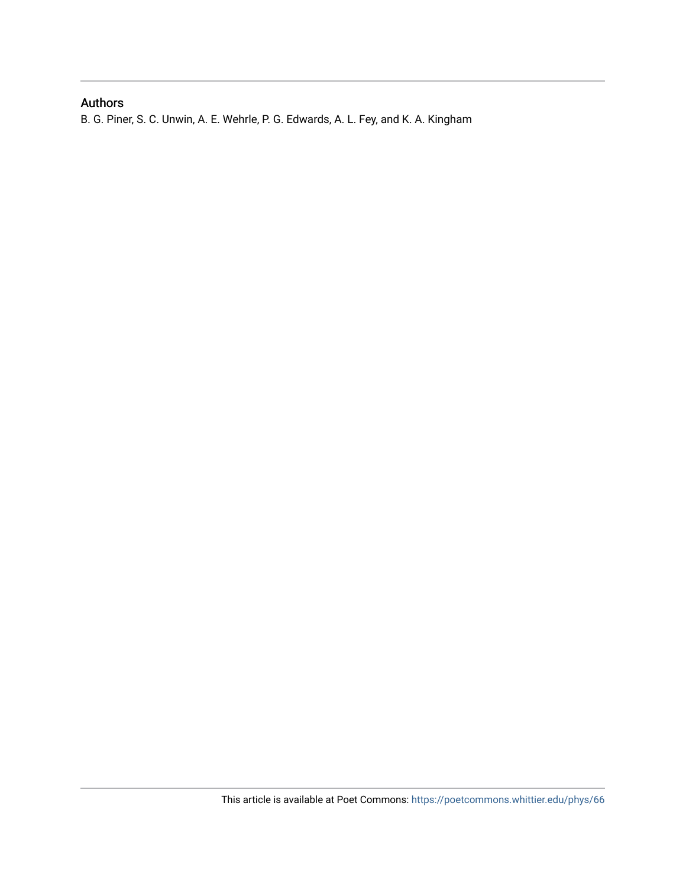## Authors

B. G. Piner, S. C. Unwin, A. E. Wehrle, P. G. Edwards, A. L. Fey, and K. A. Kingham

This article is available at Poet Commons: https://poetcommons.whittier.edu/phys/66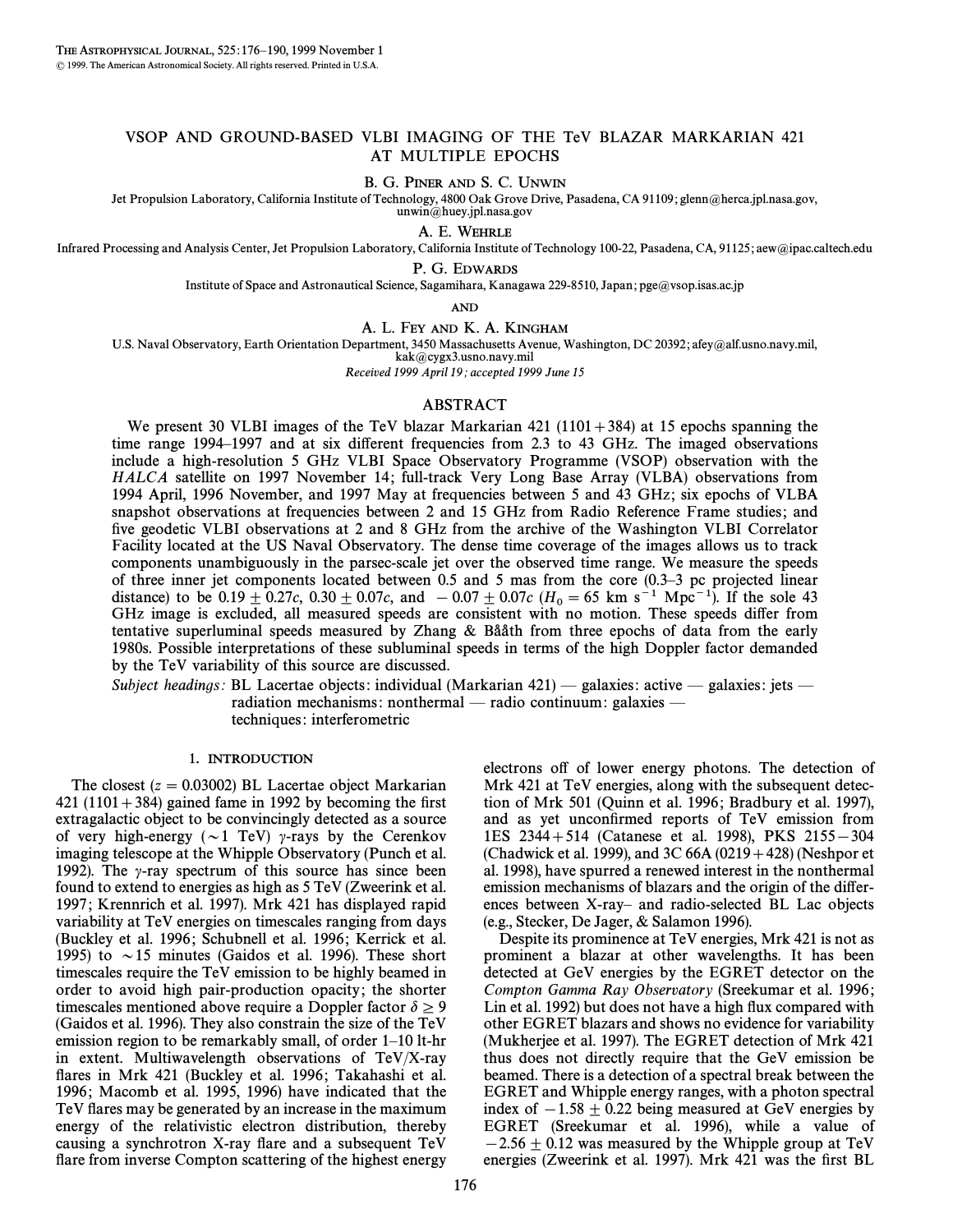# VSOP AND GROUND-BASED VLBI IMAGING OF THE TeV BLAZAR MARKARIAN 421 AT MULTIPLE EPOCHS

B. G. Piner and S. C. Unwin

Jet Propulsion Laboratory, California Institute of Technology, 4800 Oak Grove Drive, Pasadena, CA 91109; glenn@herca.jpl.nasa.gov, unwin@huey.jpl.nasa.gov

A. E. Wehrle

Infrared Processing and Analysis Center, Jet Propulsion Laboratory, California Institute of Technology 100-22, Pasadena, CA, 91125; aew@ipac.caltech.edu

P. G. Edwards

Institute of Space and Astronautical Science, Sagamihara, Kanagawa 229-8510, Japan; pge@vsop.isas.ac.jp

and

A. L. Fey and K. A. Kingham

U.S. Naval Observatory, Earth Orientation Department, 3450 Massachusetts Avenue, Washington, DC 20392; afey@alf.usno.navy.mil, kak@cygx3.usno.navy.mil

*Received 1999 April 19; accepted 1999 June 15*

## ABSTRACT

We present 30 VLBI images of the TeV blazar Markarian 421 (1101+384) at 15 epochs spanning the time range 1994–1997 and at six different frequencies from 2.3 to 43 GHz. The imaged observations include a high-resolution 5 GHz VLBI Space Observatory Programme (VSOP) observation with the *HALCA* satellite on 1997 November 14; full-track Very Long Base Array (VLBA) observations from 1994 April, 1996 November, and 1997 May at frequencies between 5 and 43 GHz; six epochs of VLBA snapshot observations at frequencies between 2 and 15 GHz from Radio Reference Frame studies; and five geodetic VLBI observations at 2 and 8 GHz from the archive of the Washington VLBI Correlator Facility located at the US Naval Observatory. The dense time coverage of the images allows us to track components unambiguously in the parsec-scale jet over the observed time range. We measure the speeds of three inner jet components located between 0.5 and 5 mas from the core (0.3–3 pc projected linear distance) to be $0.19 \pm 0.27c$, $0.30 \pm 0.07c$, and $-0.07 \pm 0.07c$ ($H_0 = 65$ km s$^{-1}$ Mpc$^{-1}$). If the sole 43 GHz image is excluded, all measured speeds are consistent with no motion. These speeds differ from tentative superluminal speeds measured by Zhang & Bååth from three epochs of data from the early 1980s. Possible interpretations of these subluminal speeds in terms of the high Doppler factor demanded by the TeV variability of this source are discussed.

*Subject headings:* BL Lacertae objects: individual (Markarian 421) — galaxies: active — galaxies: jets — radiation mechanisms: nonthermal — radio continuum: galaxies — techniques: interferometric

## 1. INTRODUCTION

The closest ($z = 0.03002$) BL Lacertae object Markarian 421 (1101+384) gained fame in 1992 by becoming the first extragalactic object to be convincingly detected as a source of very high-energy ($\sim$1 TeV) $\gamma$-rays by the Cerenkov imaging telescope at the Whipple Observatory (Punch et al. 1992). The $\gamma$-ray spectrum of this source has since been found to extend to energies as high as 5 TeV (Zweerink et al. 1997; Krennrich et al. 1997). Mrk 421 has displayed rapid variability at TeV energies on timescales ranging from days (Buckley et al. 1996; Schubnell et al. 1996; Kerrick et al. 1995) to $\sim$15 minutes (Gaidos et al. 1996). These short timescales require the TeV emission to be highly beamed in order to avoid high pair-production opacity; the shorter timescales mentioned above require a Doppler factor $\delta \geq 9$ (Gaidos et al. 1996). They also constrain the size of the TeV emission region to be remarkably small, of order 1–10 lt-hr in extent. Multiwavelength observations of TeV/X-ray flares in Mrk 421 (Buckley et al. 1996; Takahashi et al. 1996; Macomb et al. 1995, 1996) have indicated that the TeV flares may be generated by an increase in the maximum energy of the relativistic electron distribution, thereby causing a synchrotron X-ray flare and a subsequent TeV flare from inverse Compton scattering of the highest energy electrons off of lower energy photons. The detection of Mrk 421 at TeV energies, along with the subsequent detection of Mrk 501 (Quinn et al. 1996; Bradbury et al. 1997), and as yet unconfirmed reports of TeV emission from 1ES 2344+514 (Catanese et al. 1998), PKS 2155−304 (Chadwick et al. 1999), and 3C 66A (0219+428) (Neshpor et al. 1998), have spurred a renewed interest in the nonthermal emission mechanisms of blazars and the origin of the differences between X-ray– and radio-selected BL Lac objects (e.g., Stecker, De Jager, & Salamon 1996).

Despite its prominence at TeV energies, Mrk 421 is not as prominent a blazar at other wavelengths. It has been detected at GeV energies by the EGRET detector on the *Compton Gamma Ray Observatory* (Sreekumar et al. 1996; Lin et al. 1992) but does not have a high flux compared with other EGRET blazars and shows no evidence for variability (Mukherjee et al. 1997). The EGRET detection of Mrk 421 thus does not directly require that the GeV emission be beamed. There is a detection of a spectral break between the EGRET and Whipple energy ranges, with a photon spectral index of $-1.58 \pm 0.22$ being measured at GeV energies by EGRET (Sreekumar et al. 1996), while a value of $-2.56 \pm 0.12$ was measured by the Whipple group at TeV energies (Zweerink et al. 1997). Mrk 421 was the first BL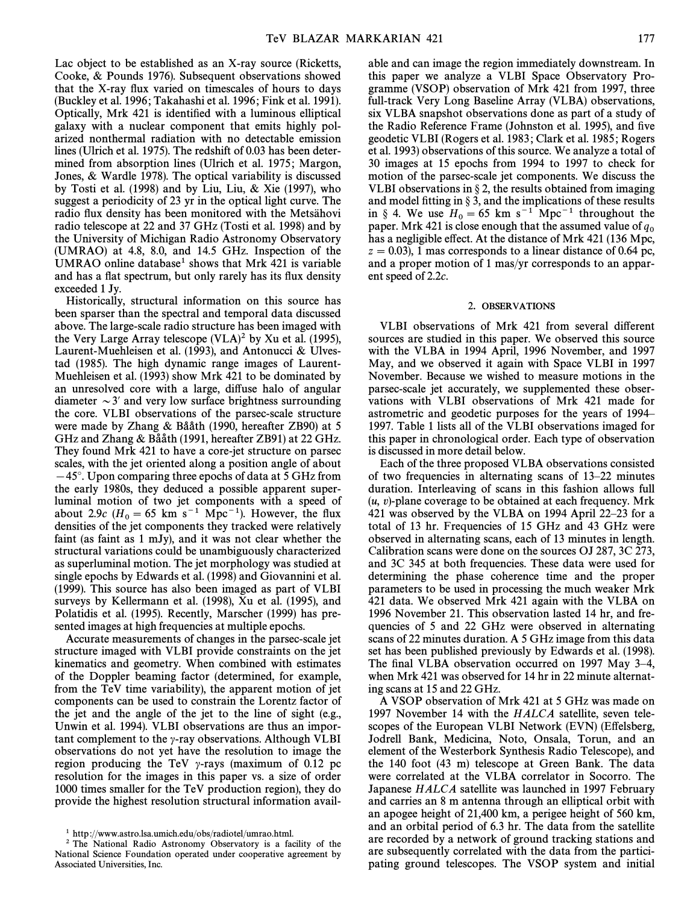Lac object to be established as an X-ray source (Ricketts, Cooke, & Pounds 1976). Subsequent observations showed that the X-ray flux varied on timescales of hours to days (Buckley et al. 1996; Takahashi et al. 1996; Fink et al. 1991). Optically, Mrk 421 is identified with a luminous elliptical galaxy with a nuclear component that emits highly polarized nonthermal radiation with no detectable emission lines (Ulrich et al. 1975). The redshift of 0.03 has been determined from absorption lines (Ulrich et al. 1975; Margon, Jones, & Wardle 1978). The optical variability is discussed by Tosti et al. (1998) and by Liu, Liu, & Xie (1997), who suggest a periodicity of 23 yr in the optical light curve. The radio flux density has been monitored with the Metsähovi radio telescope at 22 and 37 GHz (Tosti et al. 1998) and by the University of Michigan Radio Astronomy Observatory (UMRAO) at 4.8, 8.0, and 14.5 GHz. Inspection of the UMRAO online database[1] shows that Mrk 421 is variable and has a flat spectrum, but only rarely has its flux density exceeded 1 Jy.

Historically, structural information on this source has been sparser than the spectral and temporal data discussed above. The large-scale radio structure has been imaged with the Very Large Array telescope (VLA)[2] by Xu et al. (1995), Laurent-Muehleisen et al. (1993), and Antonucci & Ulvestad (1985). The high dynamic range images of Laurent-Muehleisen et al. (1993) show Mrk 421 to be dominated by an unresolved core with a large, diffuse halo of angular diameter $\sim 3'$ and very low surface brightness surrounding the core. VLBI observations of the parsec-scale structure were made by Zhang & Bååth (1990, hereafter ZB90) at 5 GHz and Zhang & Bååth (1991, hereafter ZB91) at 22 GHz. They found Mrk 421 to have a core-jet structure on parsec scales, with the jet oriented along a position angle of about $-45°$. Upon comparing three epochs of data at 5 GHz from the early 1980s, they deduced a possible apparent superluminal motion of two jet components with a speed of about $2.9c$ ($H_0 = 65$ km s$^{-1}$ Mpc$^{-1}$). However, the flux densities of the jet components they tracked were relatively faint (as faint as 1 mJy), and it was not clear whether the structural variations could be unambiguously characterized as superluminal motion. The jet morphology was studied at single epochs by Edwards et al. (1998) and Giovannini et al. (1999). This source has also been imaged as part of VLBI surveys by Kellermann et al. (1998), Xu et al. (1995), and Polatidis et al. (1995). Recently, Marscher (1999) has presented images at high frequencies at multiple epochs.

Accurate measurements of changes in the parsec-scale jet structure imaged with VLBI provide constraints on the jet kinematics and geometry. When combined with estimates of the Doppler beaming factor (determined, for example, from the TeV time variability), the apparent motion of jet components can be used to constrain the Lorentz factor of the jet and the angle of the jet to the line of sight (e.g., Unwin et al. 1994). VLBI observations are thus an important complement to the $\gamma$-ray observations. Although VLBI observations do not yet have the resolution to image the region producing the TeV $\gamma$-rays (maximum of 0.12 pc resolution for the images in this paper vs. a size of order 1000 times smaller for the TeV production region), they do provide the highest resolution structural information available and can image the region immediately downstream. In this paper we analyze a VLBI Space Observatory Programme (VSOP) observation of Mrk 421 from 1997, three full-track Very Long Baseline Array (VLBA) observations, six VLBA snapshot observations done as part of a study of the Radio Reference Frame (Johnston et al. 1995), and five geodetic VLBI (Rogers et al. 1983; Clark et al. 1985; Rogers et al. 1993) observations of this source. We analyze a total of 30 images at 15 epochs from 1994 to 1997 to check for motion of the parsec-scale jet components. We discuss the VLBI observations in § 2, the results obtained from imaging and model fitting in § 3, and the implications of these results in § 4. We use $H_0 = 65$ km s$^{-1}$ Mpc$^{-1}$ throughout the paper. Mrk 421 is close enough that the assumed value of $q_0$ has a negligible effect. At the distance of Mrk 421 (136 Mpc, $z = 0.03$), 1 mas corresponds to a linear distance of 0.64 pc, and a proper motion of 1 mas/yr corresponds to an apparent speed of $2.2c$.

## 2. OBSERVATIONS

VLBI observations of Mrk 421 from several different sources are studied in this paper. We observed this source with the VLBA in 1994 April, 1996 November, and 1997 May, and we observed it again with Space VLBI in 1997 November. Because we wished to measure motions in the parsec-scale jet accurately, we supplemented these observations with VLBI observations of Mrk 421 made for astrometric and geodetic purposes for the years of 1994–1997. Table 1 lists all of the VLBI observations imaged for this paper in chronological order. Each type of observation is discussed in more detail below.

Each of the three proposed VLBA observations consisted of two frequencies in alternating scans of 13–22 minutes duration. Interleaving of scans in this fashion allows full ($u$, $v$)-plane coverage to be obtained at each frequency. Mrk 421 was observed by the VLBA on 1994 April 22–23 for a total of 13 hr. Frequencies of 15 GHz and 43 GHz were observed in alternating scans, each of 13 minutes in length. Calibration scans were done on the sources OJ 287, 3C 273, and 3C 345 at both frequencies. These data were used for determining the phase coherence time and the proper parameters to be used in processing the much weaker Mrk 421 data. We observed Mrk 421 again with the VLBA on 1996 November 21. This observation lasted 14 hr, and frequencies of 5 and 22 GHz were observed in alternating scans of 22 minutes duration. A 5 GHz image from this data set has been published previously by Edwards et al. (1998). The final VLBA observation occurred on 1997 May 3–4, when Mrk 421 was observed for 14 hr in 22 minute alternating scans at 15 and 22 GHz.

A VSOP observation of Mrk 421 at 5 GHz was made on 1997 November 14 with the *HALCA* satellite, seven telescopes of the European VLBI Network (EVN) (Effelsberg, Jodrell Bank, Medicina, Noto, Onsala, Torun, and an element of the Westerbork Synthesis Radio Telescope), and the 140 foot (43 m) telescope at Green Bank. The data were correlated at the VLBA correlator in Socorro. The Japanese *HALCA* satellite was launched in 1997 February and carries an 8 m antenna through an elliptical orbit with an apogee height of 21,400 km, a perigee height of 560 km, and an orbital period of 6.3 hr. The data from the satellite are recorded by a network of ground tracking stations and are subsequently correlated with the data from the participating ground telescopes. The VSOP system and initial

[1] http://www.astro.lsa.umich.edu/obs/radiotel/umrao.html.

[2] The National Radio Astronomy Observatory is a facility of the National Science Foundation operated under cooperative agreement by Associated Universities, Inc.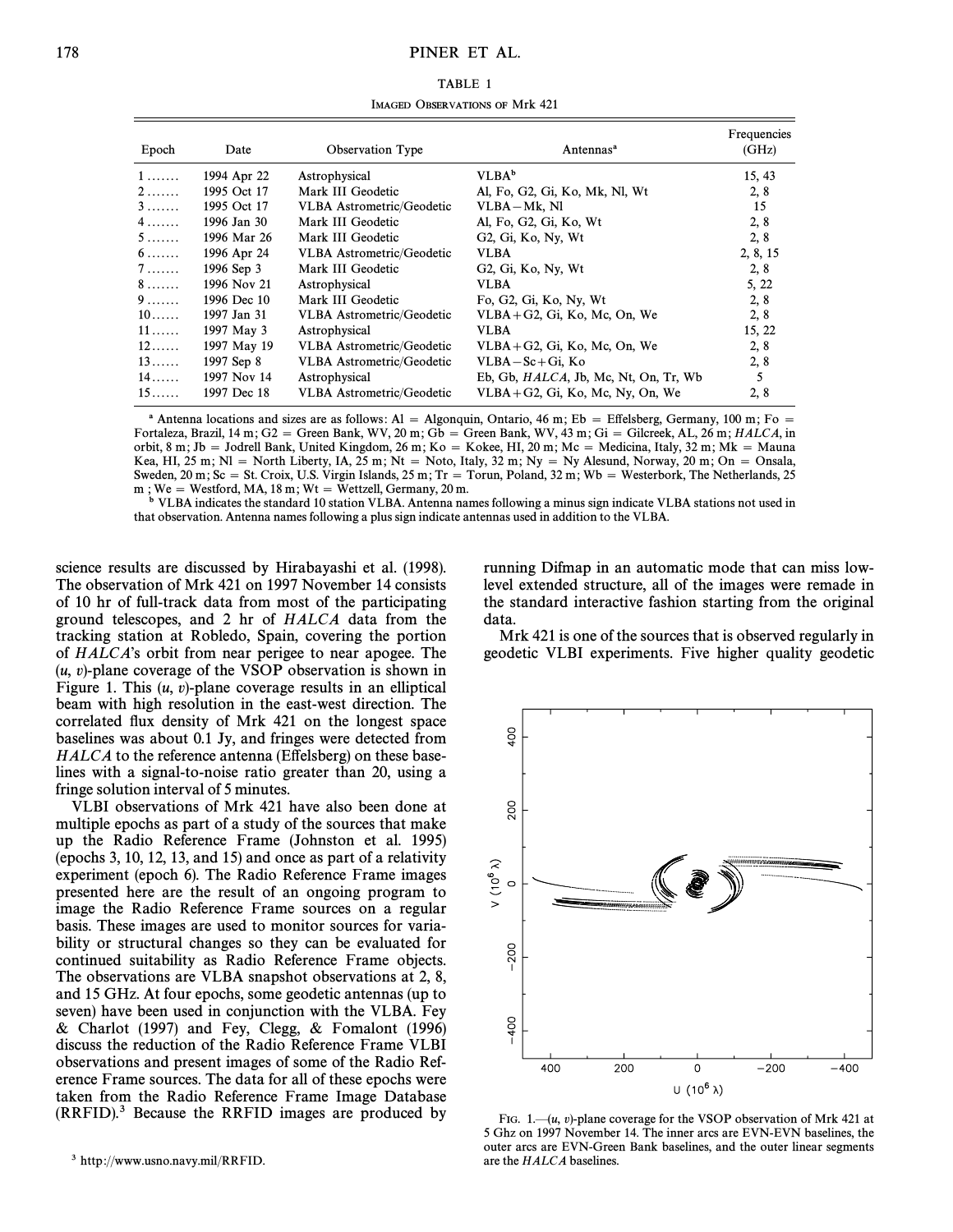TABLE 1

IMAGED OBSERVATIONS OF Mrk 421

| Epoch | Date | Observation Type | Antennas[a] | Frequencies (GHz) |
|---|---|---|---|---|
| 1 ....... | 1994 Apr 22 | Astrophysical | VLBA[b] | 15, 43 |
| 2 ....... | 1995 Oct 17 | Mark III Geodetic | Al, Fo, G2, Gi, Ko, Mk, Nl, Wt | 2, 8 |
| 3 ....... | 1995 Oct 17 | VLBA Astrometric/Geodetic | VLBA − Mk, Nl | 15 |
| 4 ....... | 1996 Jan 30 | Mark III Geodetic | Al, Fo, G2, Gi, Ko, Wt | 2, 8 |
| 5 ....... | 1996 Mar 26 | Mark III Geodetic | G2, Gi, Ko, Ny, Wt | 2, 8 |
| 6 ....... | 1996 Apr 24 | VLBA Astrometric/Geodetic | VLBA | 2, 8, 15 |
| 7 ....... | 1996 Sep 3 | Mark III Geodetic | G2, Gi, Ko, Ny, Wt | 2, 8 |
| 8 ....... | 1996 Nov 21 | Astrophysical | VLBA | 5, 22 |
| 9 ....... | 1996 Dec 10 | Mark III Geodetic | Fo, G2, Gi, Ko, Ny, Wt | 2, 8 |
| 10...... | 1997 Jan 31 | VLBA Astrometric/Geodetic | VLBA + G2, Gi, Ko, Mc, On, We | 2, 8 |
| 11...... | 1997 May 3 | Astrophysical | VLBA | 15, 22 |
| 12...... | 1997 May 19 | VLBA Astrometric/Geodetic | VLBA + G2, Gi, Ko, Mc, On, We | 2, 8 |
| 13...... | 1997 Sep 8 | VLBA Astrometric/Geodetic | VLBA − Sc + Gi, Ko | 2, 8 |
| 14...... | 1997 Nov 14 | Astrophysical | Eb, Gb, *HALCA*, Jb, Mc, Nt, On, Tr, Wb | 5 |
| 15...... | 1997 Dec 18 | VLBA Astrometric/Geodetic | VLBA + G2, Gi, Ko, Mc, Ny, On, We | 2, 8 |

[a] Antenna locations and sizes are as follows: Al = Algonquin, Ontario, 46 m; Eb = Effelsberg, Germany, 100 m; Fo = Fortaleza, Brazil, 14 m; G2 = Green Bank, WV, 20 m; Gb = Green Bank, WV, 43 m; Gi = Gilcreek, AL, 26 m; *HALCA*, in orbit, 8 m; Jb = Jodrell Bank, United Kingdom, 26 m; Ko = Kokee, HI, 20 m; Mc = Medicina, Italy, 32 m; Mk = Mauna Kea, HI, 25 m; Nl = North Liberty, IA, 25 m; Nt = Noto, Italy, 32 m; Ny = Ny Alesund, Norway, 20 m; On = Onsala, Sweden, 20 m; Sc = St. Croix, U.S. Virgin Islands, 25 m; Tr = Torun, Poland, 32 m; Wb = Westerbork, The Netherlands, 25 m ; We = Westford, MA, 18 m; Wt = Wettzell, Germany, 20 m.

[b] VLBA indicates the standard 10 station VLBA. Antenna names following a minus sign indicate VLBA stations not used in that observation. Antenna names following a plus sign indicate antennas used in addition to the VLBA.

science results are discussed by Hirabayashi et al. (1998). The observation of Mrk 421 on 1997 November 14 consists of 10 hr of full-track data from most of the participating ground telescopes, and 2 hr of *HALCA* data from the tracking station at Robledo, Spain, covering the portion of *HALCA*'s orbit from near perigee to near apogee. The $(u, v)$-plane coverage of the VSOP observation is shown in Figure 1. This $(u, v)$-plane coverage results in an elliptical beam with high resolution in the east-west direction. The correlated flux density of Mrk 421 on the longest space baselines was about 0.1 Jy, and fringes were detected from *HALCA* to the reference antenna (Effelsberg) on these baselines with a signal-to-noise ratio greater than 20, using a fringe solution interval of 5 minutes.

VLBI observations of Mrk 421 have also been done at multiple epochs as part of a study of the sources that make up the Radio Reference Frame (Johnston et al. 1995) (epochs 3, 10, 12, 13, and 15) and once as part of a relativity experiment (epoch 6). The Radio Reference Frame images presented here are the result of an ongoing program to image the Radio Reference Frame sources on a regular basis. These images are used to monitor sources for variability or structural changes so they can be evaluated for continued suitability as Radio Reference Frame objects. The observations are VLBA snapshot observations at 2, 8, and 15 GHz. At four epochs, some geodetic antennas (up to seven) have been used in conjunction with the VLBA. Fey & Charlot (1997) and Fey, Clegg, & Fomalont (1996) discuss the reduction of the Radio Reference Frame VLBI observations and present images of some of the Radio Reference Frame sources. The data for all of these epochs were taken from the Radio Reference Frame Image Database (RRFID).[3] Because the RRFID images are produced by running Difmap in an automatic mode that can miss low-level extended structure, all of the images were remade in the standard interactive fashion starting from the original data.

Mrk 421 is one of the sources that is observed regularly in geodetic VLBI experiments. Five higher quality geodetic

FIG. 1.—$(u, v)$-plane coverage for the VSOP observation of Mrk 421 at 5 Ghz on 1997 November 14. The inner arcs are EVN-EVN baselines, the outer arcs are EVN-Green Bank baselines, and the outer linear segments are the *HALCA* baselines.

[3] http://www.usno.navy.mil/RRFID.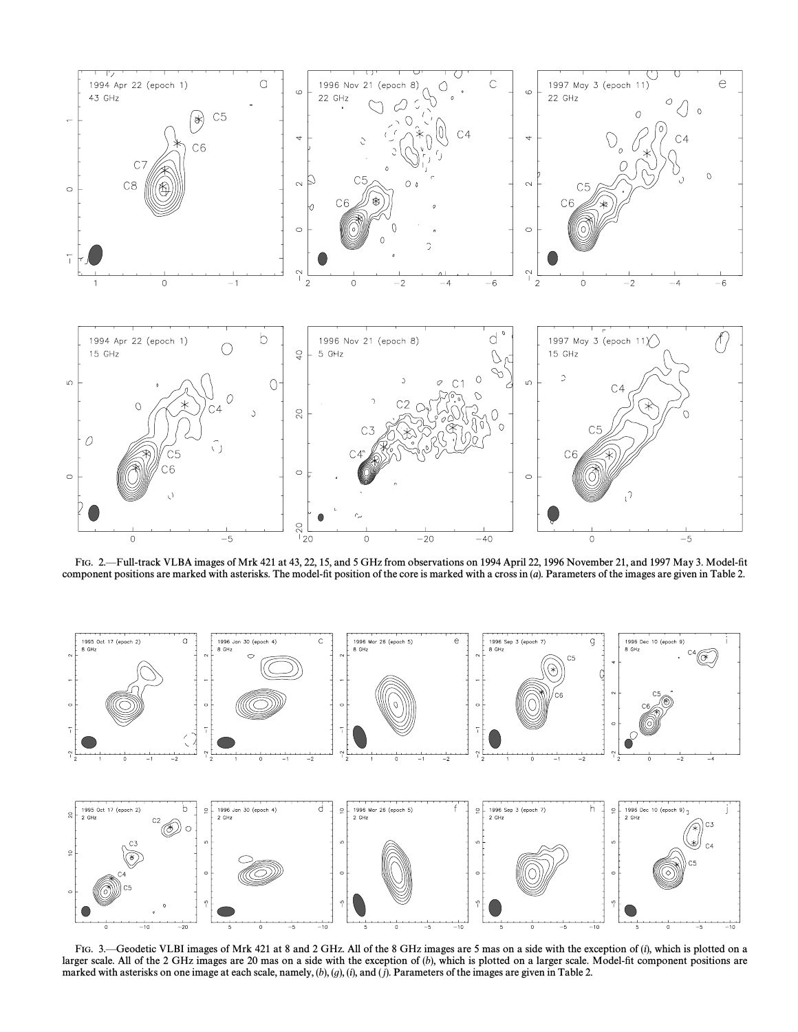FIG. 2.—Full-track VLBA images of Mrk 421 at 43, 22, 15, and 5 GHz from observations on 1994 April 22, 1996 November 21, and 1997 May 3. Model-fit component positions are marked with asterisks. The model-fit position of the core is marked with a cross in (*a*). Parameters of the images are given in Table 2.

FIG. 3.—Geodetic VLBI images of Mrk 421 at 8 and 2 GHz. All of the 8 GHz images are 5 mas on a side with the exception of (*i*), which is plotted on a larger scale. All of the 2 GHz images are 20 mas on a side with the exception of (*b*), which is plotted on a larger scale. Model-fit component positions are marked with asterisks on one image at each scale, namely, (*b*), (*g*), (*i*), and (*j*). Parameters of the images are given in Table 2.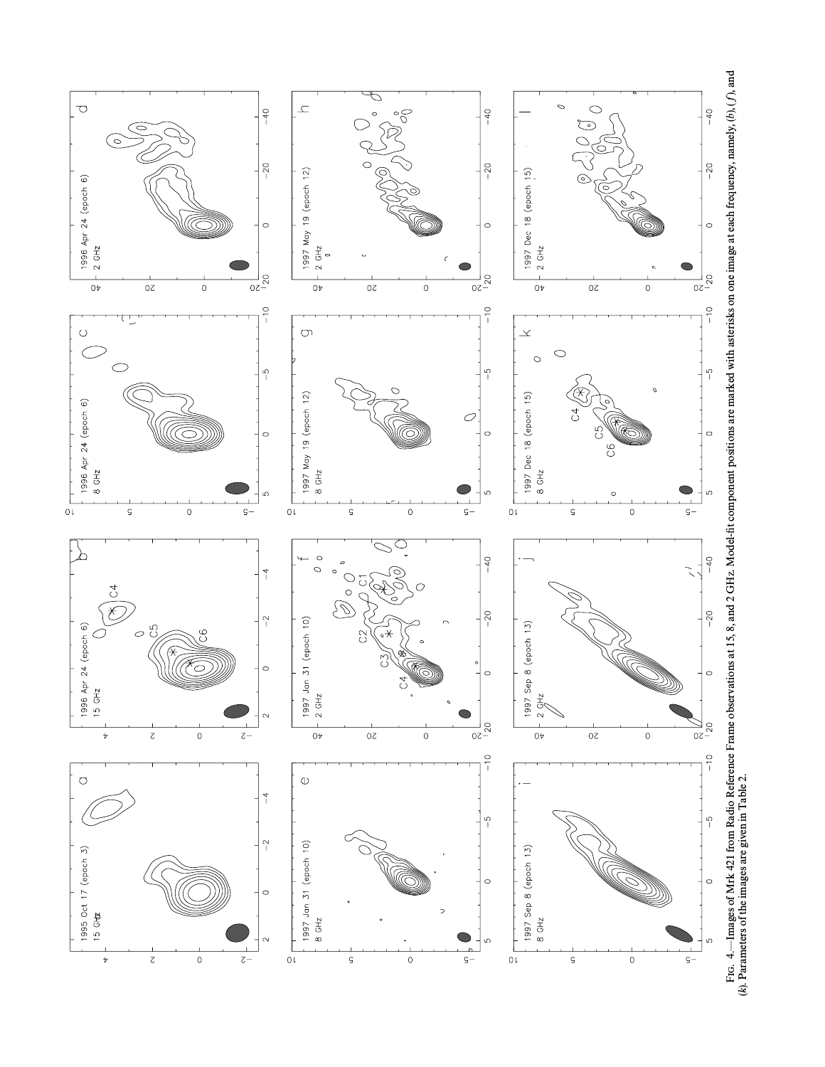FIG. 4.—Images of Mrk 421 from Radio Reference Frame observations at 15, 8, and 2 GHz. Model-fit component positions are marked with asterisks on one image at each frequency, namely, (*b*), (*f*), and (*k*). Parameters of the images are given in Table 2.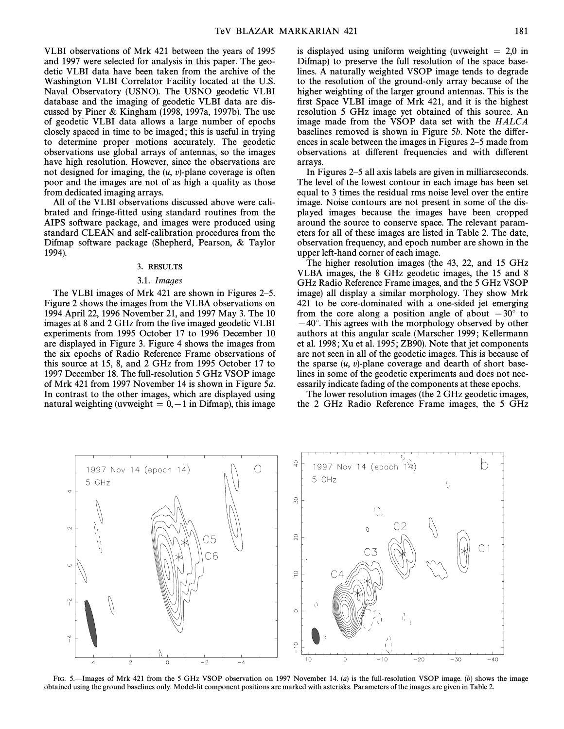VLBI observations of Mrk 421 between the years of 1995 and 1997 were selected for analysis in this paper. The geodetic VLBI data have been taken from the archive of the Washington VLBI Correlator Facility located at the U.S. Naval Observatory (USNO). The USNO geodetic VLBI database and the imaging of geodetic VLBI data are discussed by Piner & Kingham (1998, 1997a, 1997b). The use of geodetic VLBI data allows a large number of epochs closely spaced in time to be imaged; this is useful in trying to determine proper motions accurately. The geodetic observations use global arrays of antennas, so the images have high resolution. However, since the observations are not designed for imaging, the $(u, v)$-plane coverage is often poor and the images are not of as high a quality as those from dedicated imaging arrays.

All of the VLBI observations discussed above were calibrated and fringe-fitted using standard routines from the AIPS software package, and images were produced using standard CLEAN and self-calibration procedures from the Difmap software package (Shepherd, Pearson, & Taylor 1994).

## 3. RESULTS

### 3.1. *Images*

The VLBI images of Mrk 421 are shown in Figures 2–5. Figure 2 shows the images from the VLBA observations on 1994 April 22, 1996 November 21, and 1997 May 3. The 10 images at 8 and 2 GHz from the five imaged geodetic VLBI experiments from 1995 October 17 to 1996 December 10 are displayed in Figure 3. Figure 4 shows the images from the six epochs of Radio Reference Frame observations of this source at 15, 8, and 2 GHz from 1995 October 17 to 1997 December 18. The full-resolution 5 GHz VSOP image of Mrk 421 from 1997 November 14 is shown in Figure 5*a*. In contrast to the other images, which are displayed using natural weighting (uvweight = 0, −1 in Difmap), this image is displayed using uniform weighting (uvweight = 2,0 in Difmap) to preserve the full resolution of the space baselines. A naturally weighted VSOP image tends to degrade to the resolution of the ground-only array because of the higher weighting of the larger ground antennas. This is the first Space VLBI image of Mrk 421, and it is the highest resolution 5 GHz image yet obtained of this source. An image made from the VSOP data set with the *HALCA* baselines removed is shown in Figure 5*b*. Note the differences in scale between the images in Figures 2–5 made from observations at different frequencies and with different arrays.

In Figures 2–5 all axis labels are given in milliarcseconds. The level of the lowest contour in each image has been set equal to 3 times the residual rms noise level over the entire image. Noise contours are not present in some of the displayed images because the images have been cropped around the source to conserve space. The relevant parameters for all of these images are listed in Table 2. The date, observation frequency, and epoch number are shown in the upper left-hand corner of each image.

The higher resolution images (the 43, 22, and 15 GHz VLBA images, the 8 GHz geodetic images, the 15 and 8 GHz Radio Reference Frame images, and the 5 GHz VSOP image) all display a similar morphology. They show Mrk 421 to be core-dominated with a one-sided jet emerging from the core along a position angle of about $-30°$ to $-40°$. This agrees with the morphology observed by other authors at this angular scale (Marscher 1999; Kellermann et al. 1998; Xu et al. 1995; ZB90). Note that jet components are not seen in all of the geodetic images. This is because of the sparse $(u, v)$-plane coverage and dearth of short baselines in some of the geodetic experiments and does not necessarily indicate fading of the components at these epochs.

The lower resolution images (the 2 GHz geodetic images, the 2 GHz Radio Reference Frame images, the 5 GHz

FIG. 5.—Images of Mrk 421 from the 5 GHz VSOP observation on 1997 November 14. (*a*) is the full-resolution VSOP image. (*b*) shows the image obtained using the ground baselines only. Model-fit component positions are marked with asterisks. Parameters of the images are given in Table 2.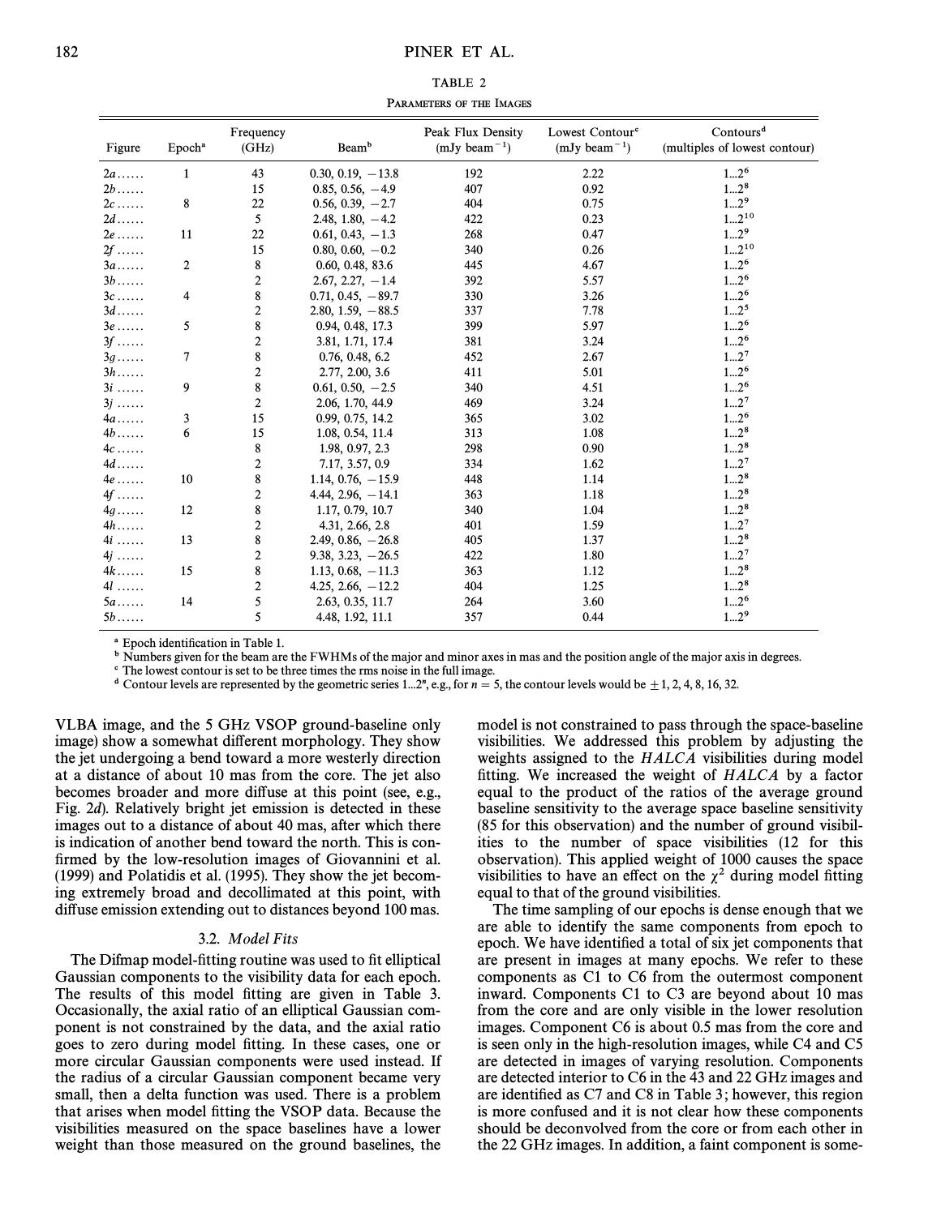TABLE 2

Parameters of the Images

| Figure | Epoch[a] | Frequency (GHz) | Beam[b] | Peak Flux Density (mJy beam$^{-1}$) | Lowest Contour[c] (mJy beam$^{-1}$) | Contours[d] (multiples of lowest contour) |
|---|---|---|---|---|---|---|
| 2*a*...... | 1 | 43 | 0.30, 0.19, −13.8 | 192 | 2.22 | 1...$2^6$ |
| 2*b*...... | | 15 | 0.85, 0.56, −4.9 | 407 | 0.92 | 1...$2^8$ |
| 2*c*...... | 8 | 22 | 0.56, 0.39, −2.7 | 404 | 0.75 | 1...$2^9$ |
| 2*d*...... | | 5 | 2.48, 1.80, −4.2 | 422 | 0.23 | 1...$2^{10}$ |
| 2*e*...... | 11 | 22 | 0.61, 0.43, −1.3 | 268 | 0.47 | 1...$2^9$ |
| 2*f*...... | | 15 | 0.80, 0.60, −0.2 | 340 | 0.26 | 1...$2^{10}$ |
| 3*a*...... | 2 | 8 | 0.60, 0.48, 83.6 | 445 | 4.67 | 1...$2^6$ |
| 3*b*...... | | 2 | 2.67, 2.27, −1.4 | 392 | 5.57 | 1...$2^6$ |
| 3*c*...... | 4 | 8 | 0.71, 0.45, −89.7 | 330 | 3.26 | 1...$2^6$ |
| 3*d*...... | | 2 | 2.80, 1.59, −88.5 | 337 | 7.78 | 1...$2^5$ |
| 3*e*...... | 5 | 8 | 0.94, 0.48, 17.3 | 399 | 5.97 | 1...$2^6$ |
| 3*f*...... | | 2 | 3.81, 1.71, 17.4 | 381 | 3.24 | 1...$2^6$ |
| 3*g*...... | 7 | 8 | 0.76, 0.48, 6.2 | 452 | 2.67 | 1...$2^7$ |
| 3*h*...... | | 2 | 2.77, 2.00, 3.6 | 411 | 5.01 | 1...$2^6$ |
| 3*i*...... | 9 | 8 | 0.61, 0.50, −2.5 | 340 | 4.51 | 1...$2^6$ |
| 3*j*...... | | 2 | 2.06, 1.70, 44.9 | 469 | 3.24 | 1...$2^7$ |
| 4*a*...... | 3 | 15 | 0.99, 0.75, 14.2 | 365 | 3.02 | 1...$2^6$ |
| 4*b*...... | 6 | 15 | 1.08, 0.54, 11.4 | 313 | 1.08 | 1...$2^8$ |
| 4*c*...... | | 8 | 1.98, 0.97, 2.3 | 298 | 0.90 | 1...$2^8$ |
| 4*d*...... | | 2 | 7.17, 3.57, 0.9 | 334 | 1.62 | 1...$2^7$ |
| 4*e*...... | 10 | 8 | 1.14, 0.76, −15.9 | 448 | 1.14 | 1...$2^8$ |
| 4*f*...... | | 2 | 4.44, 2.96, −14.1 | 363 | 1.18 | 1...$2^8$ |
| 4*g*...... | 12 | 8 | 1.17, 0.79, 10.7 | 340 | 1.04 | 1...$2^8$ |
| 4*h*...... | | 2 | 4.31, 2.66, 2.8 | 401 | 1.59 | 1...$2^7$ |
| 4*i*...... | 13 | 8 | 2.49, 0.86, −26.8 | 405 | 1.37 | 1...$2^8$ |
| 4*j*...... | | 2 | 9.38, 3.23, −26.5 | 422 | 1.80 | 1...$2^7$ |
| 4*k*...... | 15 | 8 | 1.13, 0.68, −11.3 | 363 | 1.12 | 1...$2^8$ |
| 4*l*...... | | 2 | 4.25, 2.66, −12.2 | 404 | 1.25 | 1...$2^8$ |
| 5*a*...... | 14 | 5 | 2.63, 0.35, 11.7 | 264 | 3.60 | 1...$2^6$ |
| 5*b*...... | | 5 | 4.48, 1.92, 11.1 | 357 | 0.44 | 1...$2^9$ |

[a] Epoch identification in Table 1.

[b] Numbers given for the beam are the FWHMs of the major and minor axes in mas and the position angle of the major axis in degrees.

[c] The lowest contour is set to be three times the rms noise in the full image.

[d] Contour levels are represented by the geometric series 1...$2^n$, e.g., for $n = 5$, the contour levels would be ±1, 2, 4, 8, 16, 32.

VLBA image, and the 5 GHz VSOP ground-baseline only image) show a somewhat different morphology. They show the jet undergoing a bend toward a more westerly direction at a distance of about 10 mas from the core. The jet also becomes broader and more diffuse at this point (see, e.g., Fig. 2*d*). Relatively bright jet emission is detected in these images out to a distance of about 40 mas, after which there is indication of another bend toward the north. This is confirmed by the low-resolution images of Giovannini et al. (1999) and Polatidis et al. (1995). They show the jet becoming extremely broad and decollimated at this point, with diffuse emission extending out to distances beyond 100 mas.

### 3.2. *Model Fits*

The Difmap model-fitting routine was used to fit elliptical Gaussian components to the visibility data for each epoch. The results of this model fitting are given in Table 3. Occasionally, the axial ratio of an elliptical Gaussian component is not constrained by the data, and the axial ratio goes to zero during model fitting. In these cases, one or more circular Gaussian components were used instead. If the radius of a circular Gaussian component became very small, then a delta function was used. There is a problem that arises when model fitting the VSOP data. Because the visibilities measured on the space baselines have a lower weight than those measured on the ground baselines, the model is not constrained to pass through the space-baseline visibilities. We addressed this problem by adjusting the weights assigned to the *HALCA* visibilities during model fitting. We increased the weight of *HALCA* by a factor equal to the product of the ratios of the average ground baseline sensitivity to the average space baseline sensitivity (85 for this observation) and the number of ground visibilities to the number of space visibilities (12 for this observation). This applied weight of 1000 causes the space visibilities to have an effect on the $\chi^2$ during model fitting equal to that of the ground visibilities.

The time sampling of our epochs is dense enough that we are able to identify the same components from epoch to epoch. We have identified a total of six jet components that are present in images at many epochs. We refer to these components as C1 to C6 from the outermost component inward. Components C1 to C3 are beyond about 10 mas from the core and are only visible in the lower resolution images. Component C6 is about 0.5 mas from the core and is seen only in the high-resolution images, while C4 and C5 are detected in images of varying resolution. Components are detected interior to C6 in the 43 and 22 GHz images and are identified as C7 and C8 in Table 3; however, this region is more confused and it is not clear how these components should be deconvolved from the core or from each other in the 22 GHz images. In addition, a faint component is some-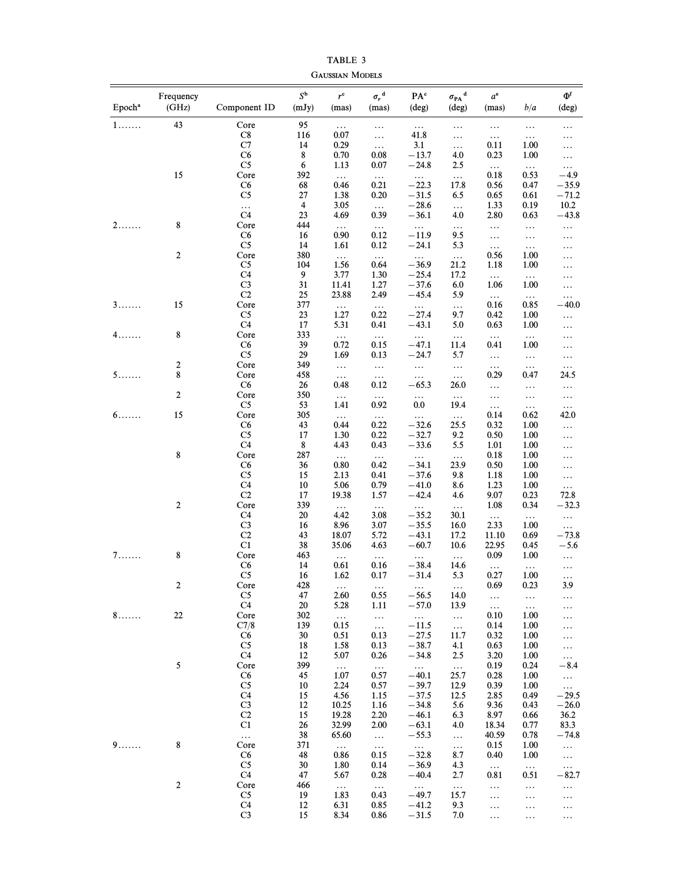TABLE 3

Gaussian Models

| Epoch[a] | Frequency (GHz) | Component ID | $S$[b] (mJy) | $r$[c] (mas) | $\sigma_r$[d] (mas) | PA[c] (deg) | $\sigma_{PA}$[d] (deg) | $a$[e] (mas) | $b/a$ | $\Phi$[f] (deg) |
|---|---|---|---|---|---|---|---|---|---|---|
| 1....... | 43 | Core | 95 | ... | ... | ... | ... | ... | ... | ... |
| | | C8 | 116 | 0.07 | ... | 41.8 | ... | ... | ... | ... |
| | | C7 | 14 | 0.29 | ... | 3.1 | ... | 0.11 | 1.00 | ... |
| | | C6 | 8 | 0.70 | 0.08 | −13.7 | 4.0 | 0.23 | 1.00 | ... |
| | | C5 | 6 | 1.13 | 0.07 | −24.8 | 2.5 | ... | ... | ... |
| | 15 | Core | 392 | ... | ... | ... | ... | 0.18 | 0.53 | −4.9 |
| | | C6 | 68 | 0.46 | 0.21 | −22.3 | 17.8 | 0.56 | 0.47 | −35.9 |
| | | C5 | 27 | 1.38 | 0.20 | −31.5 | 6.5 | 0.65 | 0.61 | −71.2 |
| | | ... | 4 | 3.05 | ... | −28.6 | ... | 1.33 | 0.19 | 10.2 |
| | | C4 | 23 | 4.69 | 0.39 | −36.1 | 4.0 | 2.80 | 0.63 | −43.8 |
| 2....... | 8 | Core | 444 | ... | ... | ... | ... | ... | ... | ... |
| | | C6 | 16 | 0.90 | 0.12 | −11.9 | 9.5 | ... | ... | ... |
| | | C5 | 14 | 1.61 | 0.12 | −24.1 | 5.3 | ... | ... | ... |
| | 2 | Core | 380 | ... | ... | ... | ... | 0.56 | 1.00 | ... |
| | | C5 | 104 | 1.56 | 0.64 | −36.9 | 21.2 | 1.18 | 1.00 | ... |
| | | C4 | 9 | 3.77 | 1.30 | −25.4 | 17.2 | ... | ... | ... |
| | | C3 | 31 | 11.41 | 1.27 | −37.6 | 6.0 | 1.06 | 1.00 | ... |
| | | C2 | 25 | 23.88 | 2.49 | −45.4 | 5.9 | ... | ... | ... |
| 3....... | 15 | Core | 377 | ... | ... | ... | ... | 0.16 | 0.85 | −40.0 |
| | | C5 | 23 | 1.27 | 0.22 | −27.4 | 9.7 | 0.42 | 1.00 | ... |
| | | C4 | 17 | 5.31 | 0.41 | −43.1 | 5.0 | 0.63 | 1.00 | ... |
| 4....... | 8 | Core | 333 | ... | ... | ... | ... | ... | ... | ... |
| | | C6 | 39 | 0.72 | 0.15 | −47.1 | 11.4 | 0.41 | 1.00 | ... |
| | | C5 | 29 | 1.69 | 0.13 | −24.7 | 5.7 | ... | ... | ... |
| | 2 | Core | 349 | ... | ... | ... | ... | ... | ... | ... |
| 5....... | 8 | Core | 458 | ... | ... | ... | ... | 0.29 | 0.47 | 24.5 |
| | | C6 | 26 | 0.48 | 0.12 | −65.3 | 26.0 | ... | ... | ... |
| | 2 | Core | 350 | ... | ... | ... | ... | ... | ... | ... |
| | | C5 | 53 | 1.41 | 0.92 | 0.0 | 19.4 | ... | ... | ... |
| 6....... | 15 | Core | 305 | ... | ... | ... | ... | 0.14 | 0.62 | 42.0 |
| | | C6 | 43 | 0.44 | 0.22 | −32.6 | 25.5 | 0.32 | 1.00 | ... |
| | | C5 | 17 | 1.30 | 0.22 | −32.7 | 9.2 | 0.50 | 1.00 | ... |
| | | C4 | 8 | 4.43 | 0.43 | −33.6 | 5.5 | 1.01 | 1.00 | ... |
| | 8 | Core | 287 | ... | ... | ... | ... | 0.18 | 1.00 | ... |
| | | C6 | 36 | 0.80 | 0.42 | −34.1 | 23.9 | 0.50 | 1.00 | ... |
| | | C5 | 15 | 2.13 | 0.41 | −37.6 | 9.8 | 1.18 | 1.00 | ... |
| | | C4 | 10 | 5.06 | 0.79 | −41.0 | 8.6 | 1.23 | 1.00 | ... |
| | | C2 | 17 | 19.38 | 1.57 | −42.4 | 4.6 | 9.07 | 0.23 | 72.8 |
| | 2 | Core | 339 | ... | ... | ... | ... | 1.08 | 0.34 | −32.3 |
| | | C4 | 20 | 4.42 | 3.08 | −35.2 | 30.1 | ... | ... | ... |
| | | C3 | 16 | 8.96 | 3.07 | −35.5 | 16.0 | 2.33 | 1.00 | ... |
| | | C2 | 43 | 18.07 | 5.72 | −43.1 | 17.2 | 11.10 | 0.69 | −73.8 |
| | | C1 | 38 | 35.06 | 4.63 | −60.7 | 10.6 | 22.95 | 0.45 | −5.6 |
| 7....... | 8 | Core | 463 | ... | ... | ... | ... | 0.09 | 1.00 | ... |
| | | C6 | 14 | 0.61 | 0.16 | −38.4 | 14.6 | ... | ... | ... |
| | | C5 | 16 | 1.62 | 0.17 | −31.4 | 5.3 | 0.27 | 1.00 | ... |
| | 2 | Core | 428 | ... | ... | ... | ... | 0.69 | 0.23 | 3.9 |
| | | C5 | 47 | 2.60 | 0.55 | −56.5 | 14.0 | ... | ... | ... |
| | | C4 | 20 | 5.28 | 1.11 | −57.0 | 13.9 | ... | ... | ... |
| 8....... | 22 | Core | 302 | ... | ... | ... | ... | 0.10 | 1.00 | ... |
| | | C7/8 | 139 | 0.15 | ... | −11.5 | ... | 0.14 | 1.00 | ... |
| | | C6 | 30 | 0.51 | 0.13 | −27.5 | 11.7 | 0.32 | 1.00 | ... |
| | | C5 | 18 | 1.58 | 0.13 | −38.7 | 4.1 | 0.63 | 1.00 | ... |
| | | C4 | 12 | 5.07 | 0.26 | −34.8 | 2.5 | 3.20 | 1.00 | ... |
| | 5 | Core | 399 | ... | ... | ... | ... | 0.19 | 0.24 | −8.4 |
| | | C6 | 45 | 1.07 | 0.57 | −40.1 | 25.7 | 0.28 | 1.00 | ... |
| | | C5 | 10 | 2.24 | 0.57 | −39.7 | 12.9 | 0.39 | 1.00 | ... |
| | | C4 | 15 | 4.56 | 1.15 | −37.5 | 12.5 | 2.85 | 0.49 | −29.5 |
| | | C3 | 12 | 10.25 | 1.16 | −34.8 | 5.6 | 9.36 | 0.43 | −26.0 |
| | | C2 | 15 | 19.28 | 2.20 | −46.1 | 6.3 | 8.97 | 0.66 | 36.2 |
| | | C1 | 26 | 32.99 | 2.00 | −63.1 | 4.0 | 18.34 | 0.77 | 83.3 |
| | | ... | 38 | 65.60 | ... | −55.3 | ... | 40.59 | 0.78 | −74.8 |
| 9....... | 8 | Core | 371 | ... | ... | ... | ... | 0.15 | 1.00 | ... |
| | | C6 | 48 | 0.86 | 0.15 | −32.8 | 8.7 | 0.40 | 1.00 | ... |
| | | C5 | 30 | 1.80 | 0.14 | −36.9 | 4.3 | ... | ... | ... |
| | | C4 | 47 | 5.67 | 0.28 | −40.4 | 2.7 | 0.81 | 0.51 | −82.7 |
| | 2 | Core | 466 | ... | ... | ... | ... | ... | ... | ... |
| | | C5 | 19 | 1.83 | 0.43 | −49.7 | 15.7 | ... | ... | ... |
| | | C4 | 12 | 6.31 | 0.85 | −41.2 | 9.3 | ... | ... | ... |
| | | C3 | 15 | 8.34 | 0.86 | −31.5 | 7.0 | ... | ... | ... |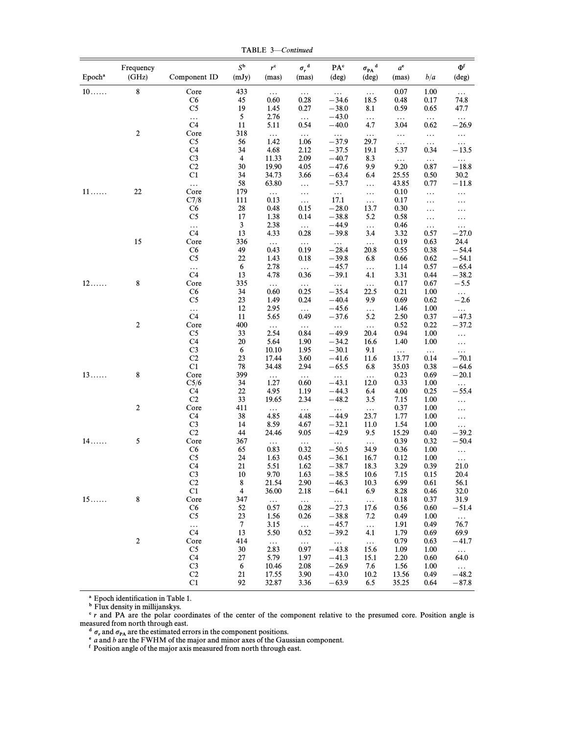TABLE 3—*Continued*

| Epoch[a] | Frequency (GHz) | Component ID | $S$[b] (mJy) | $r$[c] (mas) | $\sigma_r$[d] (mas) | PA[c] (deg) | $\sigma_{PA}$[d] (deg) | $a$[e] (mas) | $b/a$ | $\Phi$[f] (deg) |
|---|---|---|---|---|---|---|---|---|---|---|
| 10...... | 8 | Core | 433 | ... | ... | ... | ... | 0.07 | 1.00 | ... |
| | | C6 | 45 | 0.60 | 0.28 | −34.6 | 18.5 | 0.48 | 0.17 | 74.8 |
| | | C5 | 19 | 1.45 | 0.27 | −38.0 | 8.1 | 0.59 | 0.65 | 47.7 |
| | | ... | 5 | 2.76 | ... | −43.0 | ... | ... | ... | ... |
| | | C4 | 11 | 5.11 | 0.54 | −40.0 | 4.7 | 3.04 | 0.62 | −26.9 |
| | 2 | Core | 318 | ... | ... | ... | ... | ... | ... | ... |
| | | C5 | 56 | 1.42 | 1.06 | −37.9 | 29.7 | ... | ... | ... |
| | | C4 | 34 | 4.68 | 2.12 | −37.5 | 19.1 | 5.37 | 0.34 | −13.5 |
| | | C3 | 4 | 11.33 | 2.09 | −40.7 | 8.3 | ... | ... | ... |
| | | C2 | 30 | 19.90 | 4.05 | −47.6 | 9.9 | 9.20 | 0.87 | −18.8 |
| | | C1 | 34 | 34.73 | 3.66 | −63.4 | 6.4 | 25.55 | 0.50 | 30.2 |
| | | ... | 58 | 63.80 | ... | −53.7 | ... | 43.85 | 0.77 | −11.8 |
| 11...... | 22 | Core | 179 | ... | ... | ... | ... | 0.10 | ... | ... |
| | | C7/8 | 111 | 0.13 | ... | 17.1 | ... | 0.17 | ... | ... |
| | | C6 | 28 | 0.48 | 0.15 | −28.0 | 13.7 | 0.30 | ... | ... |
| | | C5 | 17 | 1.38 | 0.14 | −38.8 | 5.2 | 0.58 | ... | ... |
| | | ... | 3 | 2.38 | ... | −44.9 | ... | 0.46 | ... | ... |
| | | C4 | 13 | 4.33 | 0.28 | −39.8 | 3.4 | 3.32 | 0.57 | −27.0 |
| | 15 | Core | 336 | ... | ... | ... | ... | 0.19 | 0.63 | 24.4 |
| | | C6 | 49 | 0.43 | 0.19 | −28.4 | 20.8 | 0.55 | 0.38 | −54.4 |
| | | C5 | 22 | 1.43 | 0.18 | −39.8 | 6.8 | 0.66 | 0.62 | −54.1 |
| | | ... | 6 | 2.78 | ... | −45.7 | ... | 1.14 | 0.57 | −65.4 |
| | | C4 | 13 | 4.78 | 0.36 | −39.1 | 4.1 | 3.31 | 0.44 | −38.2 |
| 12...... | 8 | Core | 335 | ... | ... | ... | ... | 0.17 | 0.67 | −5.5 |
| | | C6 | 34 | 0.60 | 0.25 | −35.4 | 22.5 | 0.21 | 1.00 | ... |
| | | C5 | 23 | 1.49 | 0.24 | −40.4 | 9.9 | 0.69 | 0.62 | −2.6 |
| | | ... | 12 | 2.95 | ... | −45.6 | ... | 1.46 | 1.00 | ... |
| | | C4 | 11 | 5.65 | 0.49 | −37.6 | 5.2 | 2.50 | 0.37 | −47.3 |
| | 2 | Core | 400 | ... | ... | ... | ... | 0.52 | 0.22 | −37.2 |
| | | C5 | 33 | 2.54 | 0.84 | −49.9 | 20.4 | 0.94 | 1.00 | ... |
| | | C4 | 20 | 5.64 | 1.90 | −34.2 | 16.6 | 1.40 | 1.00 | ... |
| | | C3 | 6 | 10.10 | 1.95 | −30.1 | 9.1 | ... | ... | ... |
| | | C2 | 23 | 17.44 | 3.60 | −41.6 | 11.6 | 13.77 | 0.14 | −70.1 |
| | | C1 | 78 | 34.48 | 2.94 | −65.5 | 6.8 | 35.03 | 0.38 | −64.6 |
| 13...... | 8 | Core | 399 | ... | ... | ... | ... | 0.23 | 0.69 | −20.1 |
| | | C5/6 | 34 | 1.27 | 0.60 | −43.1 | 12.0 | 0.33 | 1.00 | ... |
| | | C4 | 22 | 4.95 | 1.19 | −44.3 | 6.4 | 4.00 | 0.25 | −55.4 |
| | | C2 | 33 | 19.65 | 2.34 | −48.2 | 3.5 | 7.15 | 1.00 | ... |
| | 2 | Core | 411 | ... | ... | ... | ... | 0.37 | 1.00 | ... |
| | | C4 | 38 | 4.85 | 4.48 | −44.9 | 23.7 | 1.77 | 1.00 | ... |
| | | C3 | 14 | 8.59 | 4.67 | −32.1 | 11.0 | 1.54 | 1.00 | ... |
| | | C2 | 44 | 24.46 | 9.05 | −42.9 | 9.5 | 15.29 | 0.40 | −39.2 |
| 14...... | 5 | Core | 367 | ... | ... | ... | ... | 0.39 | 0.32 | −50.4 |
| | | C6 | 65 | 0.83 | 0.32 | −50.5 | 34.9 | 0.36 | 1.00 | ... |
| | | C5 | 24 | 1.63 | 0.45 | −36.1 | 16.7 | 0.12 | 1.00 | ... |
| | | C4 | 21 | 5.51 | 1.62 | −38.7 | 18.3 | 3.29 | 0.39 | 21.0 |
| | | C3 | 10 | 9.70 | 1.63 | −38.5 | 10.6 | 7.15 | 0.15 | 20.4 |
| | | C2 | 8 | 21.54 | 2.90 | −46.3 | 10.3 | 6.99 | 0.61 | 56.1 |
| | | C1 | 4 | 36.00 | 2.18 | −64.1 | 6.9 | 8.28 | 0.46 | 32.0 |
| 15...... | 8 | Core | 347 | ... | ... | ... | ... | 0.18 | 0.37 | 31.9 |
| | | C6 | 52 | 0.57 | 0.28 | −27.3 | 17.6 | 0.56 | 0.60 | −51.4 |
| | | C5 | 23 | 1.56 | 0.26 | −38.8 | 7.2 | 0.49 | 1.00 | ... |
| | | ... | 7 | 3.15 | ... | −45.7 | ... | 1.91 | 0.49 | 76.7 |
| | | C4 | 13 | 5.50 | 0.52 | −39.2 | 4.1 | 1.79 | 0.69 | 69.9 |
| | 2 | Core | 414 | ... | ... | ... | ... | 0.79 | 0.63 | −41.7 |
| | | C5 | 30 | 2.83 | 0.97 | −43.8 | 15.6 | 1.09 | 1.00 | ... |
| | | C4 | 27 | 5.79 | 1.97 | −41.3 | 15.1 | 2.20 | 0.60 | 64.0 |
| | | C3 | 6 | 10.46 | 2.08 | −26.9 | 7.6 | 1.56 | 1.00 | ... |
| | | C2 | 21 | 17.55 | 3.90 | −43.0 | 10.2 | 13.56 | 0.49 | −48.2 |
| | | C1 | 92 | 32.87 | 3.36 | −63.9 | 6.5 | 35.25 | 0.64 | −87.8 |

[a] Epoch identification in Table 1.
[b] Flux density in millijanskys.
[c] $r$ and PA are the polar coordinates of the center of the component relative to the presumed core. Position angle is measured from north through east.
[d] $\sigma_r$ and $\sigma_{PA}$ are the estimated errors in the component positions.
[e] $a$ and $b$ are the FWHM of the major and minor axes of the Gaussian component.
[f] Position angle of the major axis measured from north through east.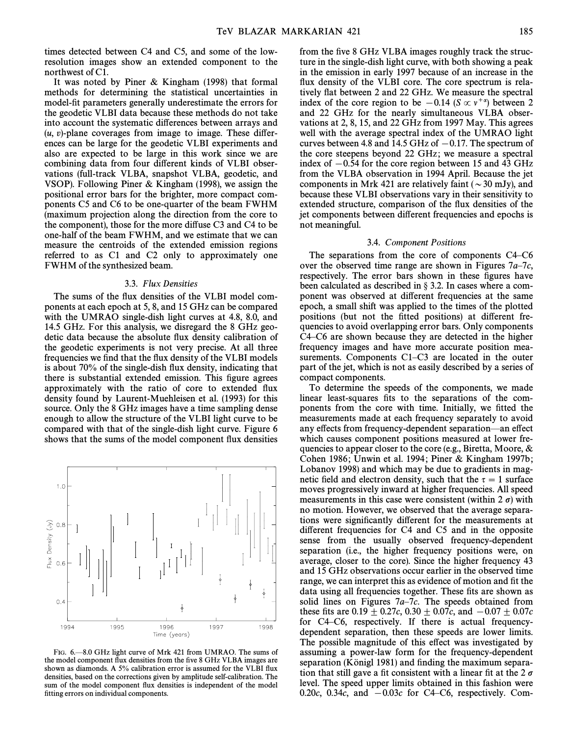times detected between C4 and C5, and some of the low-resolution images show an extended component to the northwest of C1.

It was noted by Piner & Kingham (1998) that formal methods for determining the statistical uncertainties in model-fit parameters generally underestimate the errors for the geodetic VLBI data because these methods do not take into account the systematic differences between arrays and ($u$, $v$)-plane coverages from image to image. These differences can be large for the geodetic VLBI experiments and also are expected to be large in this work since we are combining data from four different kinds of VLBI observations (full-track VLBA, snapshot VLBA, geodetic, and VSOP). Following Piner & Kingham (1998), we assign the positional error bars for the brighter, more compact components C5 and C6 to be one-quarter of the beam FWHM (maximum projection along the direction from the core to the component), those for the more diffuse C3 and C4 to be one-half of the beam FWHM, and we estimate that we can measure the centroids of the extended emission regions referred to as C1 and C2 only to approximately one FWHM of the synthesized beam.

### 3.3. *Flux Densities*

The sums of the flux densities of the VLBI model components at each epoch at 5, 8, and 15 GHz can be compared with the UMRAO single-dish light curves at 4.8, 8.0, and 14.5 GHz. For this analysis, we disregard the 8 GHz geodetic data because the absolute flux density calibration of the geodetic experiments is not very precise. At all three frequencies we find that the flux density of the VLBI models is about 70% of the single-dish flux density, indicating that there is substantial extended emission. This figure agrees approximately with the ratio of core to extended flux density found by Laurent-Muehleisen et al. (1993) for this source. Only the 8 GHz images have a time sampling dense enough to allow the structure of the VLBI light curve to be compared with that of the single-dish light curve. Figure 6 shows that the sums of the model component flux densities

FIG. 6.—8.0 GHz light curve of Mrk 421 from UMRAO. The sums of the model component flux densities from the five 8 GHz VLBA images are shown as diamonds. A 5% calibration error is assumed for the VLBI flux densities, based on the corrections given by amplitude self-calibration. The sum of the model component flux densities is independent of the model fitting errors on individual components.

from the five 8 GHz VLBA images roughly track the structure in the single-dish light curve, with both showing a peak in the emission in early 1997 because of an increase in the flux density of the VLBI core. The core spectrum is relatively flat between 2 and 22 GHz. We measure the spectral index of the core region to be $-0.14$ ($S \propto \nu^{+\alpha}$) between 2 and 22 GHz for the nearly simultaneous VLBA observations at 2, 8, 15, and 22 GHz from 1997 May. This agrees well with the average spectral index of the UMRAO light curves between 4.8 and 14.5 GHz of $-0.17$. The spectrum of the core steepens beyond 22 GHz; we measure a spectral index of $-0.54$ for the core region between 15 and 43 GHz from the VLBA observation in 1994 April. Because the jet components in Mrk 421 are relatively faint ($\sim 30$ mJy), and because these VLBI observations vary in their sensitivity to extended structure, comparison of the flux densities of the jet components between different frequencies and epochs is not meaningful.

### 3.4. *Component Positions*

The separations from the core of components C4–C6 over the observed time range are shown in Figures 7*a*–7*c*, respectively. The error bars shown in these figures have been calculated as described in § 3.2. In cases where a component was observed at different frequencies at the same epoch, a small shift was applied to the times of the plotted positions (but not the fitted positions) at different frequencies to avoid overlapping error bars. Only components C4–C6 are shown because they are detected in the higher frequency images and have more accurate position measurements. Components C1–C3 are located in the outer part of the jet, which is not as easily described by a series of compact components.

To determine the speeds of the components, we made linear least-squares fits to the separations of the components from the core with time. Initially, we fitted the measurements made at each frequency separately to avoid any effects from frequency-dependent separation—an effect which causes component positions measured at lower frequencies to appear closer to the core (e.g., Biretta, Moore, & Cohen 1986; Unwin et al. 1994; Piner & Kingham 1997b; Lobanov 1998) and which may be due to gradients in magnetic field and electron density, such that the $\tau = 1$ surface moves progressively inward at higher frequencies. All speed measurements in this case were consistent (within 2 $\sigma$) with no motion. However, we observed that the average separations were significantly different for the measurements at different frequencies for C4 and C5 and in the opposite sense from the usually observed frequency-dependent separation (i.e., the higher frequency positions were, on average, closer to the core). Since the higher frequency 43 and 15 GHz observations occur earlier in the observed time range, we can interpret this as evidence of motion and fit the data using all frequencies together. These fits are shown as solid lines on Figures 7*a*–7*c*. The speeds obtained from these fits are $0.19 \pm 0.27c$, $0.30 \pm 0.07c$, and $-0.07 \pm 0.07c$ for C4–C6, respectively. If there is actual frequency-dependent separation, then these speeds are lower limits. The possible magnitude of this effect was investigated by assuming a power-law form for the frequency-dependent separation (Königl 1981) and finding the maximum separation that still gave a fit consistent with a linear fit at the 2 $\sigma$ level. The speed upper limits obtained in this fashion were $0.20c$, $0.34c$, and $-0.03c$ for C4–C6, respectively. Com-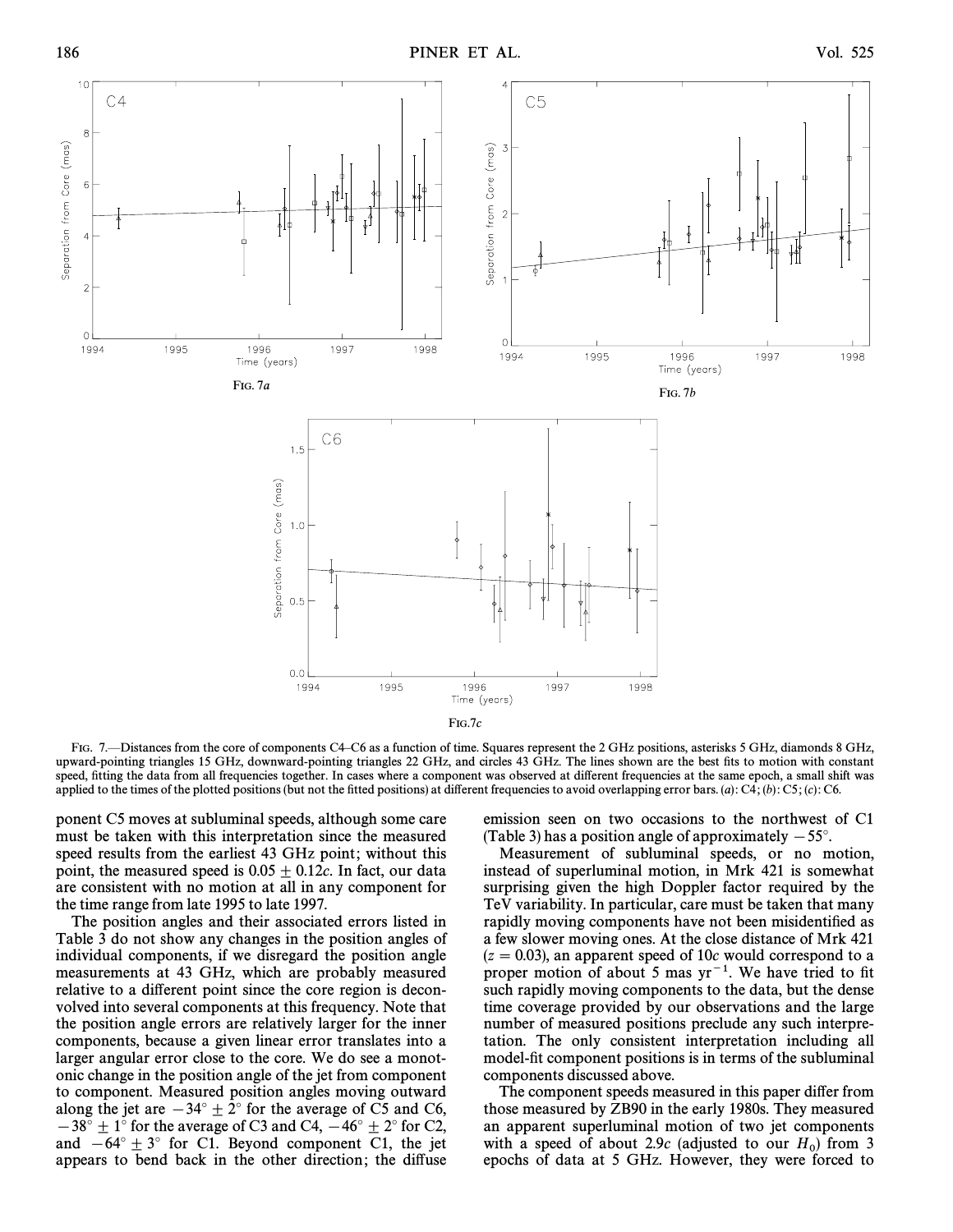FIG. 7a

FIG. 7b

FIG. 7c

FIG. 7.—Distances from the core of components C4–C6 as a function of time. Squares represent the 2 GHz positions, asterisks 5 GHz, diamonds 8 GHz, upward-pointing triangles 15 GHz, downward-pointing triangles 22 GHz, and circles 43 GHz. The lines shown are the best fits to motion with constant speed, fitting the data from all frequencies together. In cases where a component was observed at different frequencies at the same epoch, a small shift was applied to the times of the plotted positions (but not the fitted positions) at different frequencies to avoid overlapping error bars. (a): C4; (b): C5; (c): C6.

ponent C5 moves at subluminal speeds, although some care must be taken with this interpretation since the measured speed results from the earliest 43 GHz point; without this point, the measured speed is $0.05 \pm 0.12c$. In fact, our data are consistent with no motion at all in any component for the time range from late 1995 to late 1997.

The position angles and their associated errors listed in Table 3 do not show any changes in the position angles of individual components, if we disregard the position angle measurements at 43 GHz, which are probably measured relative to a different point since the core region is deconvolved into several components at this frequency. Note that the position angle errors are relatively larger for the inner components, because a given linear error translates into a larger angular error close to the core. We do see a monotonic change in the position angle of the jet from component to component. Measured position angles moving outward along the jet are $-34° \pm 2°$ for the average of C5 and C6, $-38° \pm 1°$ for the average of C3 and C4, $-46° \pm 2°$ for C2, and $-64° \pm 3°$ for C1. Beyond component C1, the jet appears to bend back in the other direction; the diffuse emission seen on two occasions to the northwest of C1 (Table 3) has a position angle of approximately $-55°$.

Measurement of subluminal speeds, or no motion, instead of superluminal motion, in Mrk 421 is somewhat surprising given the high Doppler factor required by the TeV variability. In particular, care must be taken that many rapidly moving components have not been misidentified as a few slower moving ones. At the close distance of Mrk 421 ($z = 0.03$), an apparent speed of $10c$ would correspond to a proper motion of about 5 mas $\mathrm{yr}^{-1}$. We have tried to fit such rapidly moving components to the data, but the dense time coverage provided by our observations and the large number of measured positions preclude any such interpretation. The only consistent interpretation including all model-fit component positions is in terms of the subluminal components discussed above.

The component speeds measured in this paper differ from those measured by ZB90 in the early 1980s. They measured an apparent superluminal motion of two jet components with a speed of about $2.9c$ (adjusted to our $H_0$) from 3 epochs of data at 5 GHz. However, they were forced to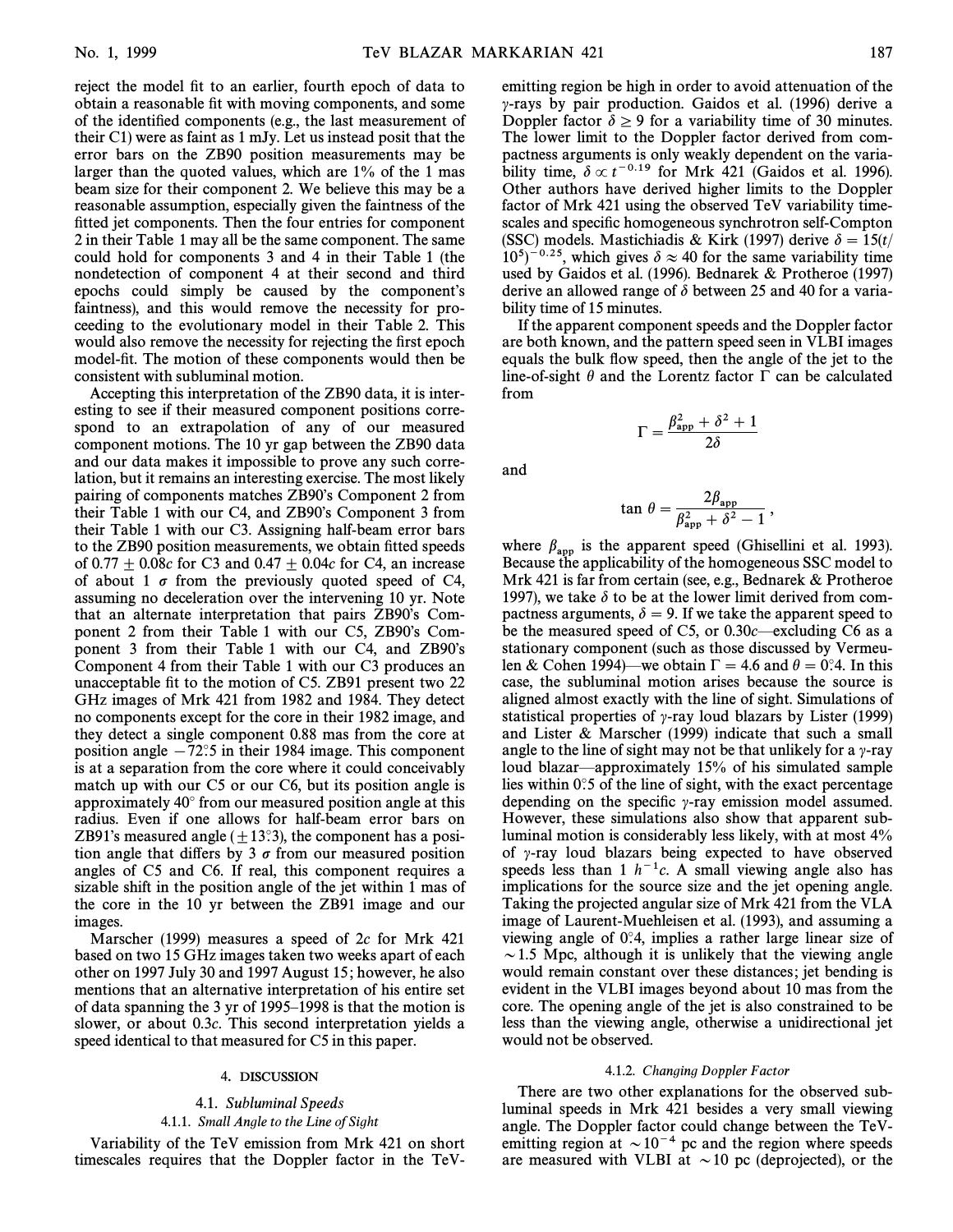reject the model fit to an earlier, fourth epoch of data to obtain a reasonable fit with moving components, and some of the identified components (e.g., the last measurement of their C1) were as faint as 1 mJy. Let us instead posit that the error bars on the ZB90 position measurements may be larger than the quoted values, which are 1% of the 1 mas beam size for their component 2. We believe this may be a reasonable assumption, especially given the faintness of the fitted jet components. Then the four entries for component 2 in their Table 1 may all be the same component. The same could hold for components 3 and 4 in their Table 1 (the nondetection of component 4 at their second and third epochs could simply be caused by the component's faintness), and this would remove the necessity for proceeding to the evolutionary model in their Table 2. This would also remove the necessity for rejecting the first epoch model-fit. The motion of these components would then be consistent with subluminal motion.

Accepting this interpretation of the ZB90 data, it is interesting to see if their measured component positions correspond to an extrapolation of any of our measured component motions. The 10 yr gap between the ZB90 data and our data makes it impossible to prove any such correlation, but it remains an interesting exercise. The most likely pairing of components matches ZB90's Component 2 from their Table 1 with our C4, and ZB90's Component 3 from their Table 1 with our C3. Assigning half-beam error bars to the ZB90 position measurements, we obtain fitted speeds of $0.77 \pm 0.08c$ for C3 and $0.47 \pm 0.04c$ for C4, an increase of about 1 $\sigma$ from the previously quoted speed of C4, assuming no deceleration over the intervening 10 yr. Note that an alternate interpretation that pairs ZB90's Component 2 from their Table 1 with our C5, ZB90's Component 3 from their Table 1 with our C4, and ZB90's Component 4 from their Table 1 with our C3 produces an unacceptable fit to the motion of C5. ZB91 present two 22 GHz images of Mrk 421 from 1982 and 1984. They detect no components except for the core in their 1982 image, and they detect a single component 0.88 mas from the core at position angle $-72\overset{\circ}{.}5$ in their 1984 image. This component is at a separation from the core where it could conceivably match up with our C5 or our C6, but its position angle is approximately 40° from our measured position angle at this radius. Even if one allows for half-beam error bars on ZB91's measured angle ($\pm 13\overset{\circ}{.}3$), the component has a position angle that differs by 3 $\sigma$ from our measured position angles of C5 and C6. If real, this component requires a sizable shift in the position angle of the jet within 1 mas of the core in the 10 yr between the ZB91 image and our images.

Marscher (1999) measures a speed of $2c$ for Mrk 421 based on two 15 GHz images taken two weeks apart of each other on 1997 July 30 and 1997 August 15; however, he also mentions that an alternative interpretation of his entire set of data spanning the 3 yr of 1995–1998 is that the motion is slower, or about $0.3c$. This second interpretation yields a speed identical to that measured for C5 in this paper.

## 4. DISCUSSION

### 4.1. *Subluminal Speeds*

#### 4.1.1. *Small Angle to the Line of Sight*

Variability of the TeV emission from Mrk 421 on short timescales requires that the Doppler factor in the TeV-emitting region be high in order to avoid attenuation of the $\gamma$-rays by pair production. Gaidos et al. (1996) derive a Doppler factor $\delta \geq 9$ for a variability time of 30 minutes. The lower limit to the Doppler factor derived from compactness arguments is only weakly dependent on the variability time, $\delta \propto t^{-0.19}$ for Mrk 421 (Gaidos et al. 1996). Other authors have derived higher limits to the Doppler factor of Mrk 421 using the observed TeV variability timescales and specific homogeneous synchrotron self-Compton (SSC) models. Mastichiadis & Kirk (1997) derive $\delta = 15(t/10^5)^{-0.25}$, which gives $\delta \approx 40$ for the same variability time used by Gaidos et al. (1996). Bednarek & Protheroe (1997) derive an allowed range of $\delta$ between 25 and 40 for a variability time of 15 minutes.

If the apparent component speeds and the Doppler factor are both known, and the pattern speed seen in VLBI images equals the bulk flow speed, then the angle of the jet to the line-of-sight $\theta$ and the Lorentz factor $\Gamma$ can be calculated from

$$\Gamma = \frac{\beta_{\rm app}^2 + \delta^2 + 1}{2\delta}$$

and

$$\tan \theta = \frac{2\beta_{\rm app}}{\beta_{\rm app}^2 + \delta^2 - 1} ,$$

where $\beta_{\rm app}$ is the apparent speed (Ghisellini et al. 1993). Because the applicability of the homogeneous SSC model to Mrk 421 is far from certain (see, e.g., Bednarek & Protheroe 1997), we take $\delta$ to be at the lower limit derived from compactness arguments, $\delta = 9$. If we take the apparent speed to be the measured speed of C5, or $0.30c$—excluding C6 as a stationary component (such as those discussed by Vermeulen & Cohen 1994)—we obtain $\Gamma = 4.6$ and $\theta = 0\overset{\circ}{.}4$. In this case, the subluminal motion arises because the source is aligned almost exactly with the line of sight. Simulations of statistical properties of $\gamma$-ray loud blazars by Lister (1999) and Lister & Marscher (1999) indicate that such a small angle to the line of sight may not be that unlikely for a $\gamma$-ray loud blazar—approximately 15% of his simulated sample lies within $0\overset{\circ}{.}5$ of the line of sight, with the exact percentage depending on the specific $\gamma$-ray emission model assumed. However, these simulations also show that apparent subluminal motion is considerably less likely, with at most 4% of $\gamma$-ray loud blazars being expected to have observed speeds less than 1 $h^{-1}c$. A small viewing angle also has implications for the source size and the jet opening angle. Taking the projected angular size of Mrk 421 from the VLA image of Laurent-Muehleisen et al. (1993), and assuming a viewing angle of $0\overset{\circ}{.}4$, implies a rather large linear size of $\sim 1.5$ Mpc, although it is unlikely that the viewing angle would remain constant over these distances; jet bending is evident in the VLBI images beyond about 10 mas from the core. The opening angle of the jet is also constrained to be less than the viewing angle, otherwise a unidirectional jet would not be observed.

#### 4.1.2. *Changing Doppler Factor*

There are two other explanations for the observed subluminal speeds in Mrk 421 besides a very small viewing angle. The Doppler factor could change between the TeV-emitting region at $\sim 10^{-4}$ pc and the region where speeds are measured with VLBI at $\sim 10$ pc (deprojected), or the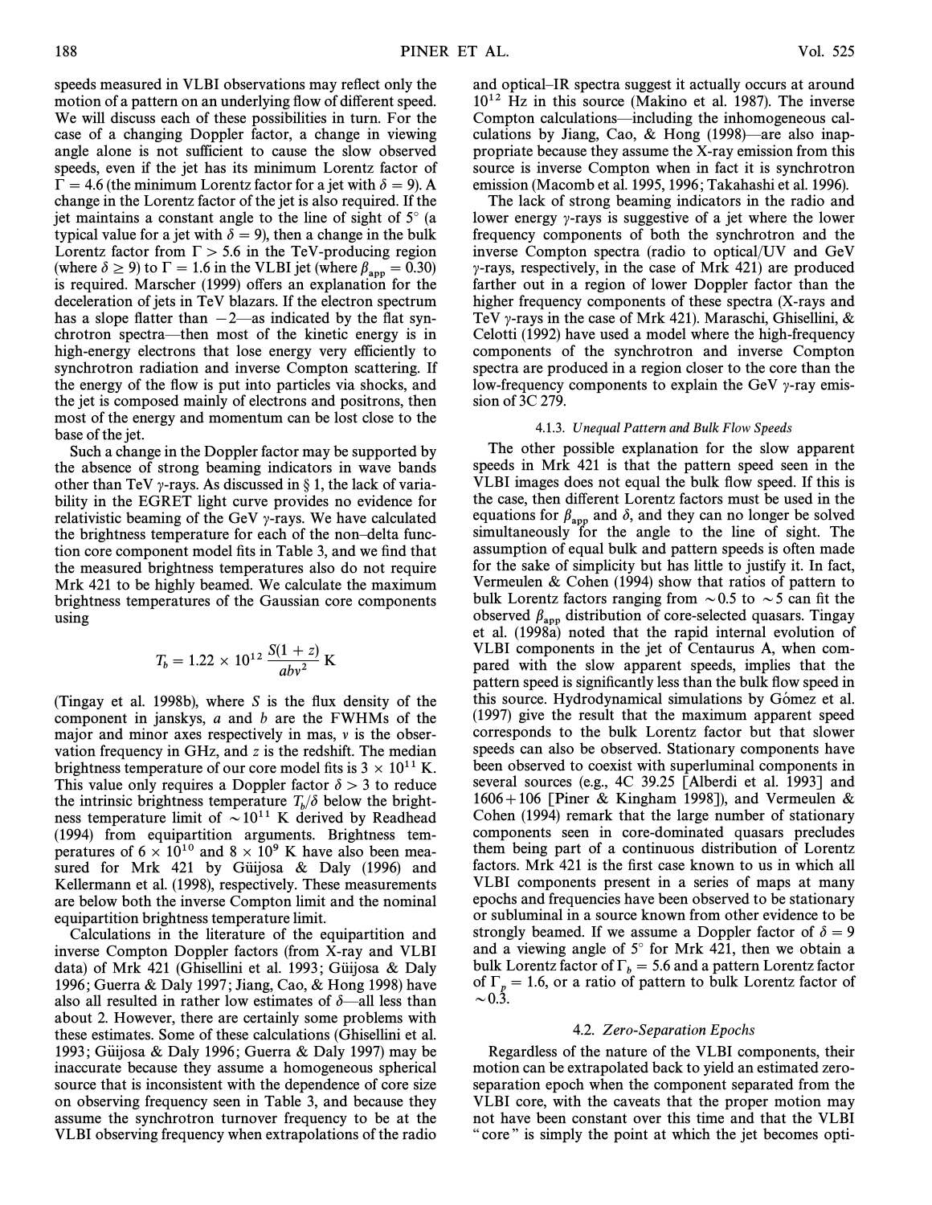speeds measured in VLBI observations may reflect only the motion of a pattern on an underlying flow of different speed. We will discuss each of these possibilities in turn. For the case of a changing Doppler factor, a change in viewing angle alone is not sufficient to cause the slow observed speeds, even if the jet has its minimum Lorentz factor of $\Gamma = 4.6$ (the minimum Lorentz factor for a jet with $\delta = 9$). A change in the Lorentz factor of the jet is also required. If the jet maintains a constant angle to the line of sight of 5° (a typical value for a jet with $\delta = 9$), then a change in the bulk Lorentz factor from $\Gamma > 5.6$ in the TeV-producing region (where $\delta \geq 9$) to $\Gamma = 1.6$ in the VLBI jet (where $\beta_{\rm app} = 0.30$) is required. Marscher (1999) offers an explanation for the deceleration of jets in TeV blazars. If the electron spectrum has a slope flatter than −2—as indicated by the flat synchrotron spectra—then most of the kinetic energy is in high-energy electrons that lose energy very efficiently to synchrotron radiation and inverse Compton scattering. If the energy of the flow is put into particles via shocks, and the jet is composed mainly of electrons and positrons, then most of the energy and momentum can be lost close to the base of the jet.

Such a change in the Doppler factor may be supported by the absence of strong beaming indicators in wave bands other than TeV $\gamma$-rays. As discussed in § 1, the lack of variability in the EGRET light curve provides no evidence for relativistic beaming of the GeV $\gamma$-rays. We have calculated the brightness temperature for each of the non–delta function core component model fits in Table 3, and we find that the measured brightness temperatures also do not require Mrk 421 to be highly beamed. We calculate the maximum brightness temperatures of the Gaussian core components using

$$T_b = 1.22 \times 10^{12} \, \frac{S(1+z)}{ab\nu^2} \, {\rm K}$$

(Tingay et al. 1998b), where $S$ is the flux density of the component in janskys, $a$ and $b$ are the FWHMs of the major and minor axes respectively in mas, $\nu$ is the observation frequency in GHz, and $z$ is the redshift. The median brightness temperature of our core model fits is $3 \times 10^{11}$ K. This value only requires a Doppler factor $\delta > 3$ to reduce the intrinsic brightness temperature $T_b/\delta$ below the brightness temperature limit of $\sim 10^{11}$ K derived by Readhead (1994) from equipartition arguments. Brightness temperatures of $6 \times 10^{10}$ and $8 \times 10^{9}$ K have also been measured for Mrk 421 by Güijosa & Daly (1996) and Kellermann et al. (1998), respectively. These measurements are below both the inverse Compton limit and the nominal equipartition brightness temperature limit.

Calculations in the literature of the equipartition and inverse Compton Doppler factors (from X-ray and VLBI data) of Mrk 421 (Ghisellini et al. 1993; Güijosa & Daly 1996; Guerra & Daly 1997; Jiang, Cao, & Hong 1998) have also all resulted in rather low estimates of $\delta$—all less than about 2. However, there are certainly some problems with these estimates. Some of these calculations (Ghisellini et al. 1993; Güijosa & Daly 1996; Guerra & Daly 1997) may be inaccurate because they assume a homogeneous spherical source that is inconsistent with the dependence of core size on observing frequency seen in Table 3, and because they assume the synchrotron turnover frequency to be at the VLBI observing frequency when extrapolations of the radio and optical–IR spectra suggest it actually occurs at around $10^{12}$ Hz in this source (Makino et al. 1987). The inverse Compton calculations—including the inhomogeneous calculations by Jiang, Cao, & Hong (1998)—are also inappropriate because they assume the X-ray emission from this source is inverse Compton when in fact it is synchrotron emission (Macomb et al. 1995, 1996; Takahashi et al. 1996).

The lack of strong beaming indicators in the radio and lower energy $\gamma$-rays is suggestive of a jet where the lower frequency components of both the synchrotron and the inverse Compton spectra (radio to optical/UV and GeV $\gamma$-rays, respectively, in the case of Mrk 421) are produced farther out in a region of lower Doppler factor than the higher frequency components of these spectra (X-rays and TeV $\gamma$-rays in the case of Mrk 421). Maraschi, Ghisellini, & Celotti (1992) have used a model where the high-frequency components of the synchrotron and inverse Compton spectra are produced in a region closer to the core than the low-frequency components to explain the GeV $\gamma$-ray emission of 3C 279.

#### 4.1.3. *Unequal Pattern and Bulk Flow Speeds*

The other possible explanation for the slow apparent speeds in Mrk 421 is that the pattern speed seen in the VLBI images does not equal the bulk flow speed. If this is the case, then different Lorentz factors must be used in the equations for $\beta_{\rm app}$ and $\delta$, and they can no longer be solved simultaneously for the angle to the line of sight. The assumption of equal bulk and pattern speeds is often made for the sake of simplicity but has little to justify it. In fact, Vermeulen & Cohen (1994) show that ratios of pattern to bulk Lorentz factors ranging from ~0.5 to ~5 can fit the observed $\beta_{\rm app}$ distribution of core-selected quasars. Tingay et al. (1998a) noted that the rapid internal evolution of VLBI components in the jet of Centaurus A, when compared with the slow apparent speeds, implies that the pattern speed is significantly less than the bulk flow speed in this source. Hydrodynamical simulations by Gómez et al. (1997) give the result that the maximum apparent speed corresponds to the bulk Lorentz factor but that slower speeds can also be observed. Stationary components have been observed to coexist with superluminal components in several sources (e.g., 4C 39.25 [Alberdi et al. 1993] and 1606+106 [Piner & Kingham 1998]), and Vermeulen & Cohen (1994) remark that the large number of stationary components seen in core-dominated quasars precludes them being part of a continuous distribution of Lorentz factors. Mrk 421 is the first case known to us in which all VLBI components present in a series of maps at many epochs and frequencies have been observed to be stationary or subluminal in a source known from other evidence to be strongly beamed. If we assume a Doppler factor of $\delta = 9$ and a viewing angle of 5° for Mrk 421, then we obtain a bulk Lorentz factor of $\Gamma_b = 5.6$ and a pattern Lorentz factor of $\Gamma_p = 1.6$, or a ratio of pattern to bulk Lorentz factor of ~0.3.

### 4.2. *Zero-Separation Epochs*

Regardless of the nature of the VLBI components, their motion can be extrapolated back to yield an estimated zero-separation epoch when the component separated from the VLBI core, with the caveats that the proper motion may not have been constant over this time and that the VLBI "core" is simply the point at which the jet becomes opti-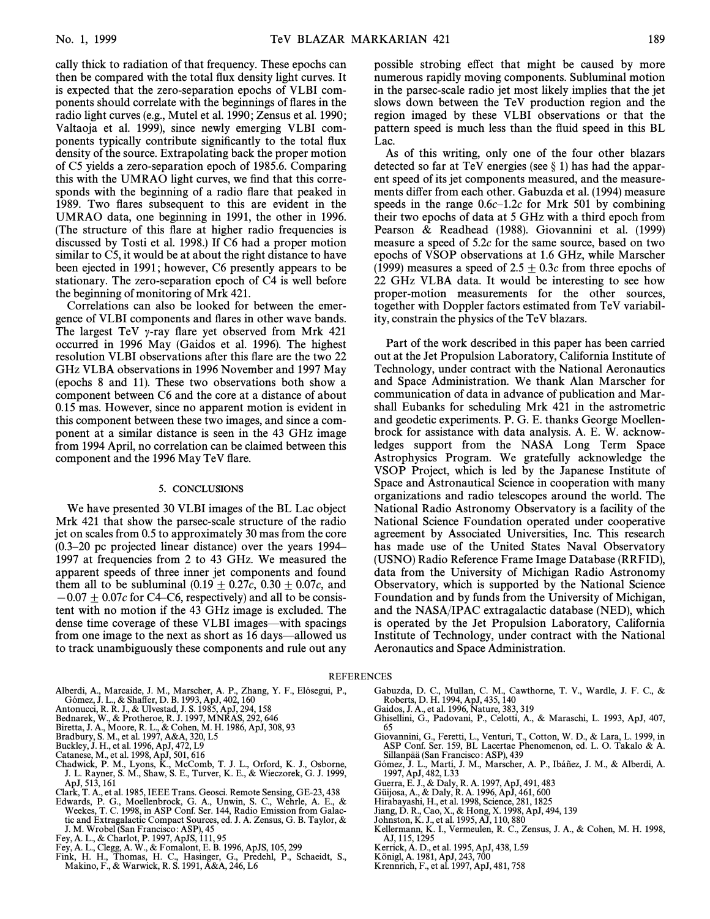cally thick to radiation of that frequency. These epochs can then be compared with the total flux density light curves. It is expected that the zero-separation epochs of VLBI components should correlate with the beginnings of flares in the radio light curves (e.g., Mutel et al. 1990; Zensus et al. 1990; Valtaoja et al. 1999), since newly emerging VLBI components typically contribute significantly to the total flux density of the source. Extrapolating back the proper motion of C5 yields a zero-separation epoch of 1985.6. Comparing this with the UMRAO light curves, we find that this corresponds with the beginning of a radio flare that peaked in 1989. Two flares subsequent to this are evident in the UMRAO data, one beginning in 1991, the other in 1996. (The structure of this flare at higher radio frequencies is discussed by Tosti et al. 1998.) If C6 had a proper motion similar to C5, it would be at about the right distance to have been ejected in 1991; however, C6 presently appears to be stationary. The zero-separation epoch of C4 is well before the beginning of monitoring of Mrk 421.

Correlations can also be looked for between the emergence of VLBI components and flares in other wave bands. The largest TeV $\gamma$-ray flare yet observed from Mrk 421 occurred in 1996 May (Gaidos et al. 1996). The highest resolution VLBI observations after this flare are the two 22 GHz VLBA observations in 1996 November and 1997 May (epochs 8 and 11). These two observations both show a component between C6 and the core at a distance of about 0.15 mas. However, since no apparent motion is evident in this component between these two images, and since a component at a similar distance is seen in the 43 GHz image from 1994 April, no correlation can be claimed between this component and the 1996 May TeV flare.

## 5. CONCLUSIONS

We have presented 30 VLBI images of the BL Lac object Mrk 421 that show the parsec-scale structure of the radio jet on scales from 0.5 to approximately 30 mas from the core (0.3–20 pc projected linear distance) over the years 1994–1997 at frequencies from 2 to 43 GHz. We measured the apparent speeds of three inner jet components and found them all to be subluminal ($0.19 \pm 0.27c$, $0.30 \pm 0.07c$, and $-0.07 \pm 0.07c$ for C4–C6, respectively) and all to be consistent with no motion if the 43 GHz image is excluded. The dense time coverage of these VLBI images—with spacings from one image to the next as short as 16 days—allowed us to track unambiguously these components and rule out any possible strobing effect that might be caused by more numerous rapidly moving components. Subluminal motion in the parsec-scale radio jet most likely implies that the jet slows down between the TeV production region and the region imaged by these VLBI observations or that the pattern speed is much less than the fluid speed in this BL Lac.

As of this writing, only one of the four other blazars detected so far at TeV energies (see § 1) has had the apparent speed of its jet components measured, and the measurements differ from each other. Gabuzda et al. (1994) measure speeds in the range $0.6c$–$1.2c$ for Mrk 501 by combining their two epochs of data at 5 GHz with a third epoch from Pearson & Readhead (1988). Giovannini et al. (1999) measure a speed of $5.2c$ for the same source, based on two epochs of VSOP observations at 1.6 GHz, while Marscher (1999) measures a speed of $2.5 \pm 0.3c$ from three epochs of 22 GHz VLBA data. It would be interesting to see how proper-motion measurements for the other sources, together with Doppler factors estimated from TeV variability, constrain the physics of the TeV blazars.

Part of the work described in this paper has been carried out at the Jet Propulsion Laboratory, California Institute of Technology, under contract with the National Aeronautics and Space Administration. We thank Alan Marscher for communication of data in advance of publication and Marshall Eubanks for scheduling Mrk 421 in the astrometric and geodetic experiments. P. G. E. thanks George Moellenbrock for assistance with data analysis. A. E. W. acknowledges support from the NASA Long Term Space Astrophysics Program. We gratefully acknowledge the VSOP Project, which is led by the Japanese Institute of Space and Astronautical Science in cooperation with many organizations and radio telescopes around the world. The National Radio Astronomy Observatory is a facility of the National Science Foundation operated under cooperative agreement by Associated Universities, Inc. This research has made use of the United States Naval Observatory (USNO) Radio Reference Frame Image Database (RRFID), data from the University of Michigan Radio Astronomy Observatory, which is supported by the National Science Foundation and by funds from the University of Michigan, and the NASA/IPAC extragalactic database (NED), which is operated by the Jet Propulsion Laboratory, California Institute of Technology, under contract with the National Aeronautics and Space Administration.

## REFERENCES

Alberdi, A., Marcaide, J. M., Marscher, A. P., Zhang, Y. F., Elósegui, P., Gómez, J. L., & Shaffer, D. B. 1993, ApJ, 402, 160
Antonucci, R. R. J., & Ulvestad, J. S. 1985, ApJ, 294, 158
Bednarek, W., & Protheroe, R. J. 1997, MNRAS, 292, 646
Biretta, J. A., Moore, R. L., & Cohen, M. H. 1986, ApJ, 308, 93
Bradbury, S. M., et al. 1997, A&A, 320, L5
Buckley, J. H., et al. 1996, ApJ, 472, L9
Catanese, M., et al. 1998, ApJ, 501, 616
Chadwick, P. M., Lyons, K., McComb, T. J. L., Orford, K. J., Osborne, J. L. Rayner, S. M., Shaw, S. E., Turver, K. E., & Wieczorek, G. J. 1999, ApJ, 513, 161
Clark, T. A., et al. 1985, IEEE Trans. Geosci. Remote Sensing, GE-23, 438
Edwards, P. G., Moellenbrock, G. A., Unwin, S. C., Wehrle, A. E., & Weekes, T. C. 1998, in ASP Conf. Ser. 144, Radio Emission from Galactic and Extragalactic Compact Sources, ed. J. A. Zensus, G. B. Taylor, & J. M. Wrobel (San Francisco: ASP), 45
Fey, A. L., & Charlot, P. 1997, ApJS, 111, 95
Fey, A. L., Clegg, A. W., & Fomalont, E. B. 1996, ApJS, 105, 299
Fink, H. H., Thomas, H. C., Hasinger, G., Predehl, P., Schaeidt, S., Makino, F., & Warwick, R. S. 1991, A&A, 246, L6
Gabuzda, D. C., Mullan, C. M., Cawthorne, T. V., Wardle, J. F. C., & Roberts, D. H. 1994, ApJ, 435, 140
Gaidos, J. A., et al. 1996, Nature, 383, 319
Ghisellini, G., Padovani, P., Celotti, A., & Maraschi, L. 1993, ApJ, 407, 65
Giovannini, G., Feretti, L., Venturi, T., Cotton, W. D., & Lara, L. 1999, in ASP Conf. Ser. 159, BL Lacertae Phenomenon, ed. L. O. Takalo & A. Sillanpää (San Francisco: ASP), 439
Gómez, J. L., Martí, J. M., Marscher, A. P., Ibáñez, J. M., & Alberdi, A. 1997, ApJ, 482, L33
Guerra, E. J., & Daly, R. A. 1997, ApJ, 491, 483
Güijosa, A., & Daly, R. A. 1996, ApJ, 461, 600
Hirabayashi, H., et al. 1998, Science, 281, 1825
Jiang, D. R., Cao, X., & Hong, X. 1998, ApJ, 494, 139
Johnston, K. J., et al. 1995, AJ, 110, 880
Kellermann, K. I., Vermeulen, R. C., Zensus, J. A., & Cohen, M. H. 1998, AJ, 115, 1295
Kerrick, A. D., et al. 1995, ApJ, 438, L59
Königl, A. 1981, ApJ, 243, 700
Krennrich, F., et al. 1997, ApJ, 481, 758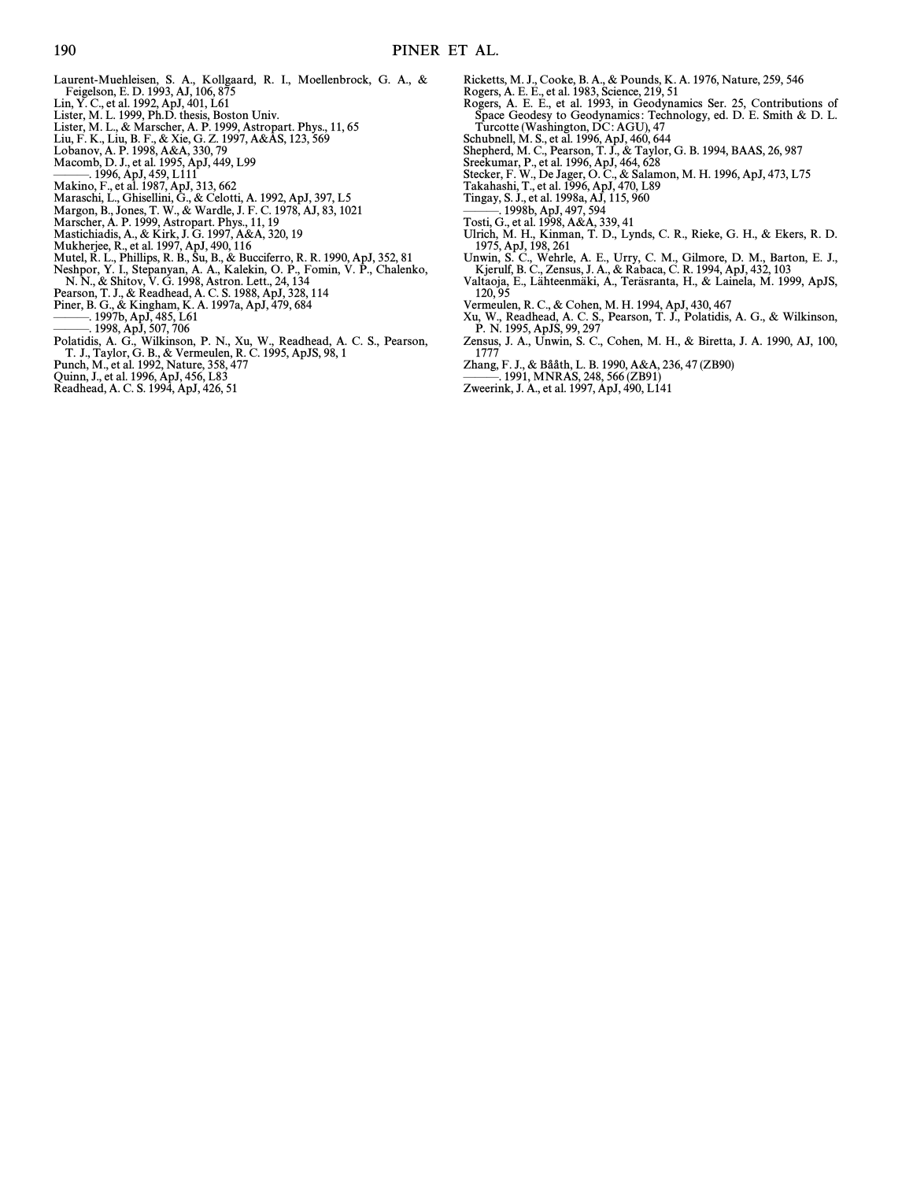Laurent-Muehleisen, S. A., Kollgaard, R. I., Moellenbrock, G. A., & Feigelson, E. D. 1993, AJ, 106, 875
Lin, Y. C., et al. 1992, ApJ, 401, L61
Lister, M. L. 1999, Ph.D. thesis, Boston Univ.
Lister, M. L., & Marscher, A. P. 1999, Astropart. Phys., 11, 65
Liu, F. K., Liu, B. F., & Xie, G. Z. 1997, A&AS, 123, 569
Lobanov, A. P. 1998, A&A, 330, 79
Macomb, D. J., et al. 1995, ApJ, 449, L99
———. 1996, ApJ, 459, L111
Makino, F., et al. 1987, ApJ, 313, 662
Maraschi, L., Ghisellini, G., & Celotti, A. 1992, ApJ, 397, L5
Margon, B., Jones, T. W., & Wardle, J. F. C. 1978, AJ, 83, 1021
Marscher, A. P. 1999, Astropart. Phys., 11, 19
Mastichiadis, A., & Kirk, J. G. 1997, A&A, 320, 19
Mukherjee, R., et al. 1997, ApJ, 490, 116
Mutel, R. L., Phillips, R. B., Su, B., & Bucciferro, R. R. 1990, ApJ, 352, 81
Neshpor, Y. I., Stepanyan, A. A., Kalekin, O. P., Fomin, V. P., Chalenko, N. N., & Shitov, V. G. 1998, Astron. Lett., 24, 134
Pearson, T. J., & Readhead, A. C. S. 1988, ApJ, 328, 114
Piner, B. G., & Kingham, K. A. 1997a, ApJ, 479, 684
———. 1997b, ApJ, 485, L61
———. 1998, ApJ, 507, 706
Polatidis, A. G., Wilkinson, P. N., Xu, W., Readhead, A. C. S., Pearson, T. J., Taylor, G. B., & Vermeulen, R. C. 1995, ApJS, 98, 1
Punch, M., et al. 1992, Nature, 358, 477
Quinn, J., et al. 1996, ApJ, 456, L83
Readhead, A. C. S. 1994, ApJ, 426, 51
Ricketts, M. J., Cooke, B. A., & Pounds, K. A. 1976, Nature, 259, 546
Rogers, A. E. E., et al. 1983, Science, 219, 51
Rogers, A. E. E., et al. 1993, in Geodynamics Ser. 25, Contributions of Space Geodesy to Geodynamics: Technology, ed. D. E. Smith & D. L. Turcotte (Washington, DC: AGU), 47
Schubnell, M. S., et al. 1996, ApJ, 460, 644
Shepherd, M. C., Pearson, T. J., & Taylor, G. B. 1994, BAAS, 26, 987
Sreekumar, P., et al. 1996, ApJ, 464, 628
Stecker, F. W., De Jager, O. C., & Salamon, M. H. 1996, ApJ, 473, L75
Takahashi, T., et al. 1996, ApJ, 470, L89
Tingay, S. J., et al. 1998a, AJ, 115, 960
———. 1998b, ApJ, 497, 594
Tosti, G., et al. 1998, A&A, 339, 41
Ulrich, M. H., Kinman, T. D., Lynds, C. R., Rieke, G. H., & Ekers, R. D. 1975, ApJ, 198, 261
Unwin, S. C., Wehrle, A. E., Urry, C. M., Gilmore, D. M., Barton, E. J., Kjerulf, B. C., Zensus, J. A., & Rabaca, C. R. 1994, ApJ, 432, 103
Valtaoja, E., Lähteenmäki, A., Teräsranta, H., & Lainela, M. 1999, ApJS, 120, 95
Vermeulen, R. C., & Cohen, M. H. 1994, ApJ, 430, 467
Xu, W., Readhead, A. C. S., Pearson, T. J., Polatidis, A. G., & Wilkinson, P. N. 1995, ApJS, 99, 297
Zensus, J. A., Unwin, S. C., Cohen, M. H., & Biretta, J. A. 1990, AJ, 100, 1777
Zhang, F. J., & Bååth, L. B. 1990, A&A, 236, 47 (ZB90)
———. 1991, MNRAS, 248, 566 (ZB91)
Zweerink, J. A., et al. 1997, ApJ, 490, L141